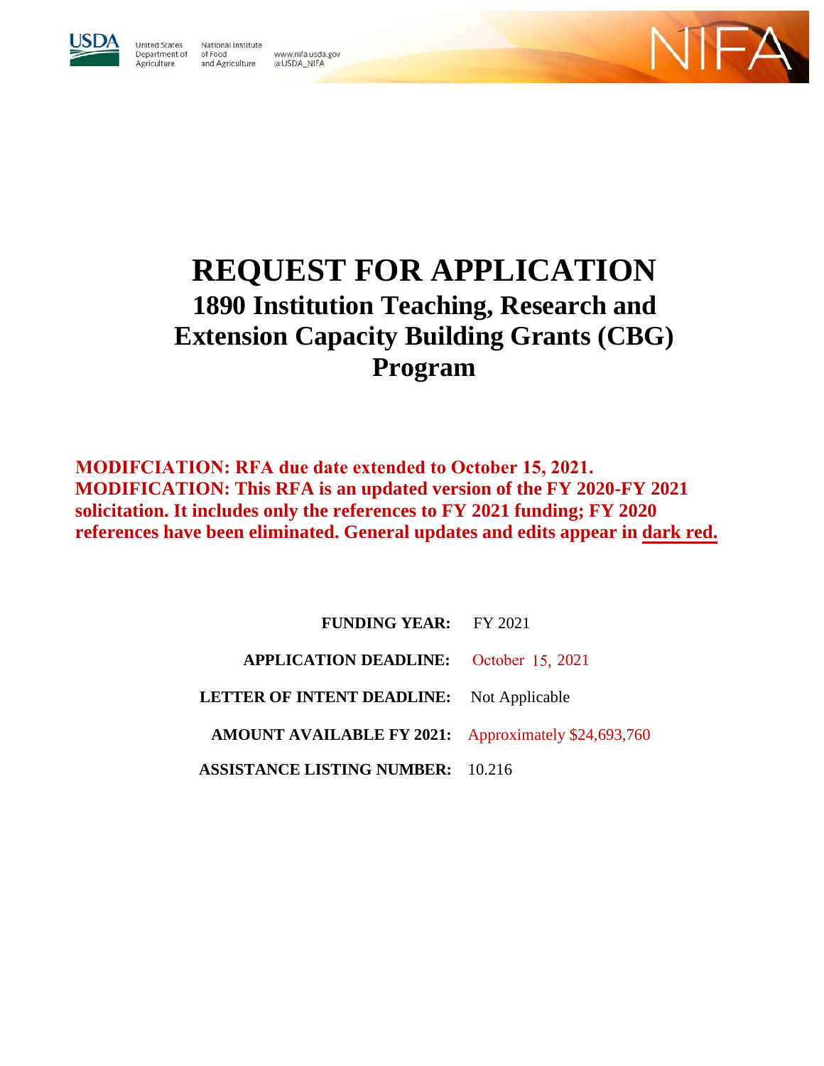United States Department of Agriculture | National Institute of Food and Agriculture | www.nifa.usda.gov | @USDA_NIFA

# REQUEST FOR APPLICATION
## 1890 Institution Teaching, Research and Extension Capacity Building Grants (CBG) Program

**MODIFCIATION: RFA due date extended to October 15, 2021.**
**MODIFICATION: This RFA is an updated version of the FY 2020-FY 2021 solicitation. It includes only the references to FY 2021 funding; FY 2020 references have been eliminated. General updates and edits appear in dark red.**

**FUNDING YEAR:** FY 2021

**APPLICATION DEADLINE:** October 15, 2021

**LETTER OF INTENT DEADLINE:** Not Applicable

**AMOUNT AVAILABLE FY 2021:** Approximately $24,693,760

**ASSISTANCE LISTING NUMBER:** 10.216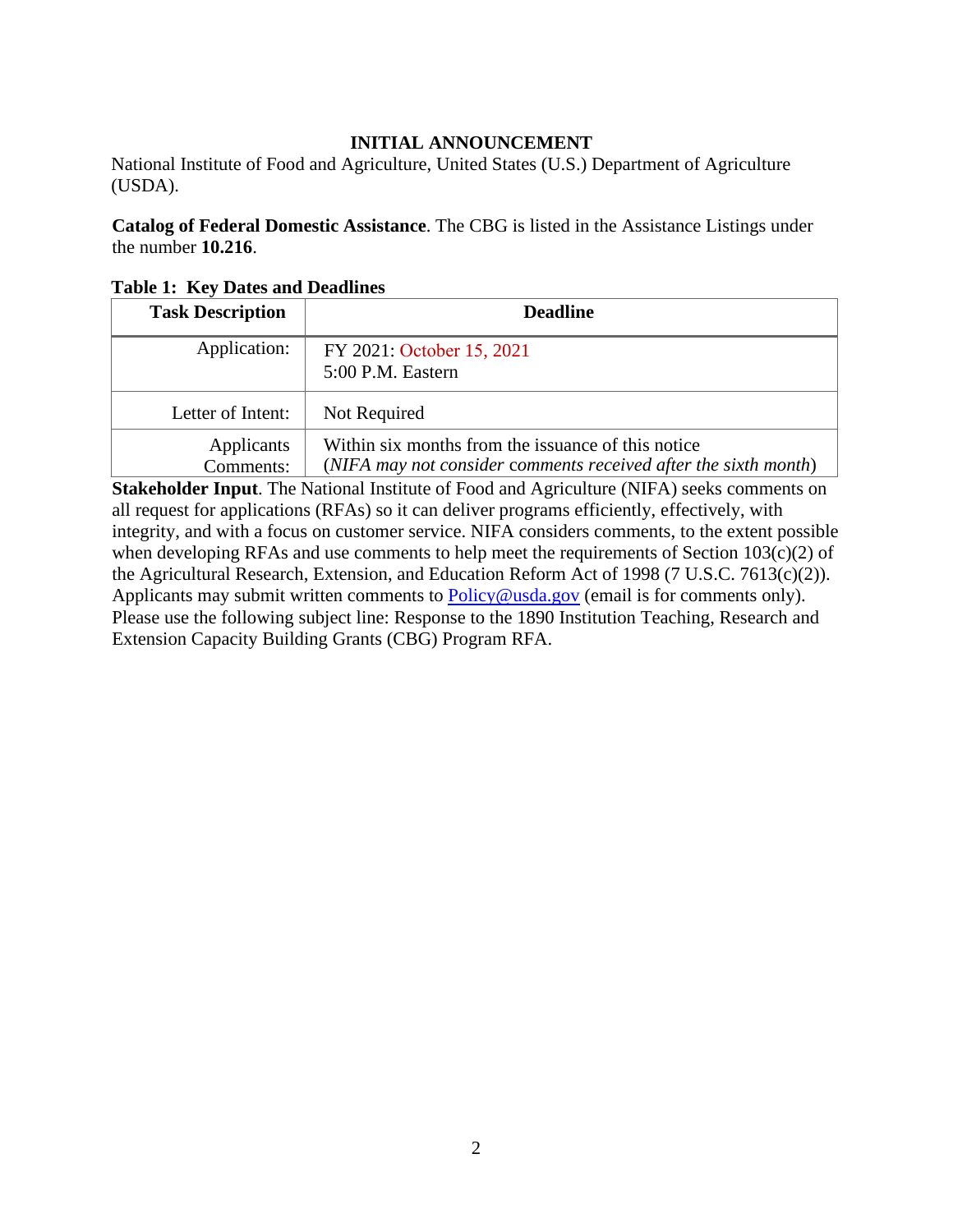## INITIAL ANNOUNCEMENT

National Institute of Food and Agriculture, United States (U.S.) Department of Agriculture (USDA).

**Catalog of Federal Domestic Assistance**. The CBG is listed in the Assistance Listings under the number **10.216**.

**Table 1: Key Dates and Deadlines**

| Task Description | Deadline |
|---|---|
| Application: | FY 2021: October 15, 2021<br>5:00 P.M. Eastern |
| Letter of Intent: | Not Required |
| Applicants Comments: | Within six months from the issuance of this notice<br>(*NIFA may not consider comments received after the sixth month*) |

**Stakeholder Input**. The National Institute of Food and Agriculture (NIFA) seeks comments on all request for applications (RFAs) so it can deliver programs efficiently, effectively, with integrity, and with a focus on customer service. NIFA considers comments, to the extent possible when developing RFAs and use comments to help meet the requirements of Section 103(c)(2) of the Agricultural Research, Extension, and Education Reform Act of 1998 (7 U.S.C. 7613(c)(2)). Applicants may submit written comments to Policy@usda.gov (email is for comments only). Please use the following subject line: Response to the 1890 Institution Teaching, Research and Extension Capacity Building Grants (CBG) Program RFA.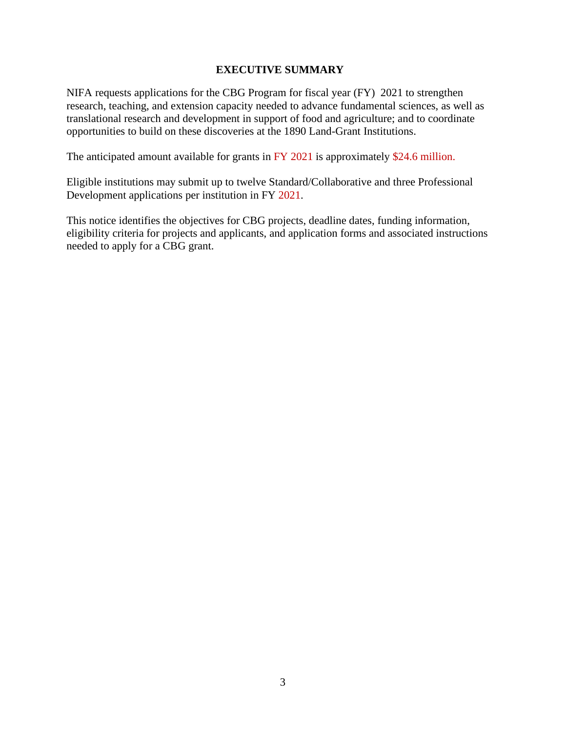## EXECUTIVE SUMMARY

NIFA requests applications for the CBG Program for fiscal year (FY) 2021 to strengthen research, teaching, and extension capacity needed to advance fundamental sciences, as well as translational research and development in support of food and agriculture; and to coordinate opportunities to build on these discoveries at the 1890 Land-Grant Institutions.

The anticipated amount available for grants in FY 2021 is approximately $24.6 million.

Eligible institutions may submit up to twelve Standard/Collaborative and three Professional Development applications per institution in FY 2021.

This notice identifies the objectives for CBG projects, deadline dates, funding information, eligibility criteria for projects and applicants, and application forms and associated instructions needed to apply for a CBG grant.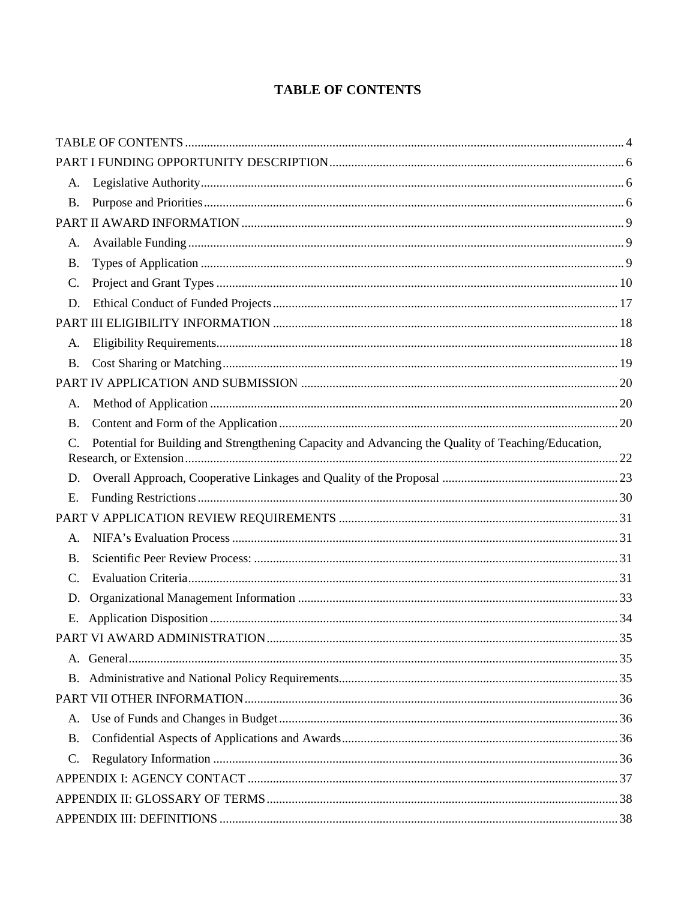# TABLE OF CONTENTS

TABLE OF CONTENTS ........ 4

PART I FUNDING OPPORTUNITY DESCRIPTION ........ 6

- A. Legislative Authority ........ 6
- B. Purpose and Priorities ........ 6

PART II AWARD INFORMATION ........ 9

- A. Available Funding ........ 9
- B. Types of Application ........ 9
- C. Project and Grant Types ........ 10
- D. Ethical Conduct of Funded Projects ........ 17

PART III ELIGIBILITY INFORMATION ........ 18

- A. Eligibility Requirements ........ 18
- B. Cost Sharing or Matching ........ 19

PART IV APPLICATION AND SUBMISSION ........ 20

- A. Method of Application ........ 20
- B. Content and Form of the Application ........ 20
- C. Potential for Building and Strengthening Capacity and Advancing the Quality of Teaching/Education, Research, or Extension ........ 22
- D. Overall Approach, Cooperative Linkages and Quality of the Proposal ........ 23
- E. Funding Restrictions ........ 30

PART V APPLICATION REVIEW REQUIREMENTS ........ 31

- A. NIFA's Evaluation Process ........ 31
- B. Scientific Peer Review Process: ........ 31
- C. Evaluation Criteria ........ 31
- D. Organizational Management Information ........ 33
- E. Application Disposition ........ 34

PART VI AWARD ADMINISTRATION ........ 35

- A. General ........ 35
- B. Administrative and National Policy Requirements ........ 35

PART VII OTHER INFORMATION ........ 36

- A. Use of Funds and Changes in Budget ........ 36
- B. Confidential Aspects of Applications and Awards ........ 36
- C. Regulatory Information ........ 36

APPENDIX I: AGENCY CONTACT ........ 37

APPENDIX II: GLOSSARY OF TERMS ........ 38

APPENDIX III: DEFINITIONS ........ 38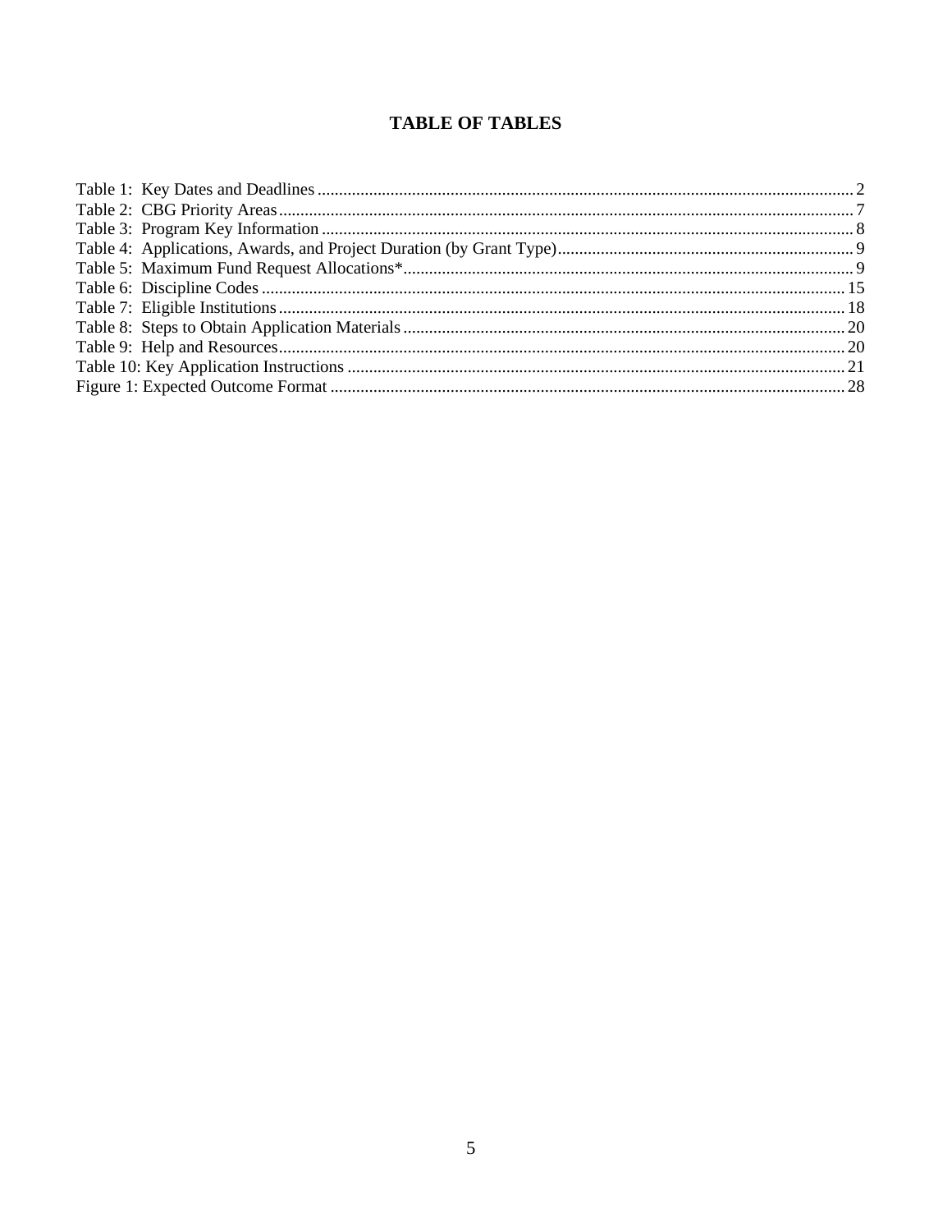# TABLE OF TABLES

Table 1: Key Dates and Deadlines ... 2
Table 2: CBG Priority Areas ... 7
Table 3: Program Key Information ... 8
Table 4: Applications, Awards, and Project Duration (by Grant Type) ... 9
Table 5: Maximum Fund Request Allocations* ... 9
Table 6: Discipline Codes ... 15
Table 7: Eligible Institutions ... 18
Table 8: Steps to Obtain Application Materials ... 20
Table 9: Help and Resources ... 20
Table 10: Key Application Instructions ... 21
Figure 1: Expected Outcome Format ... 28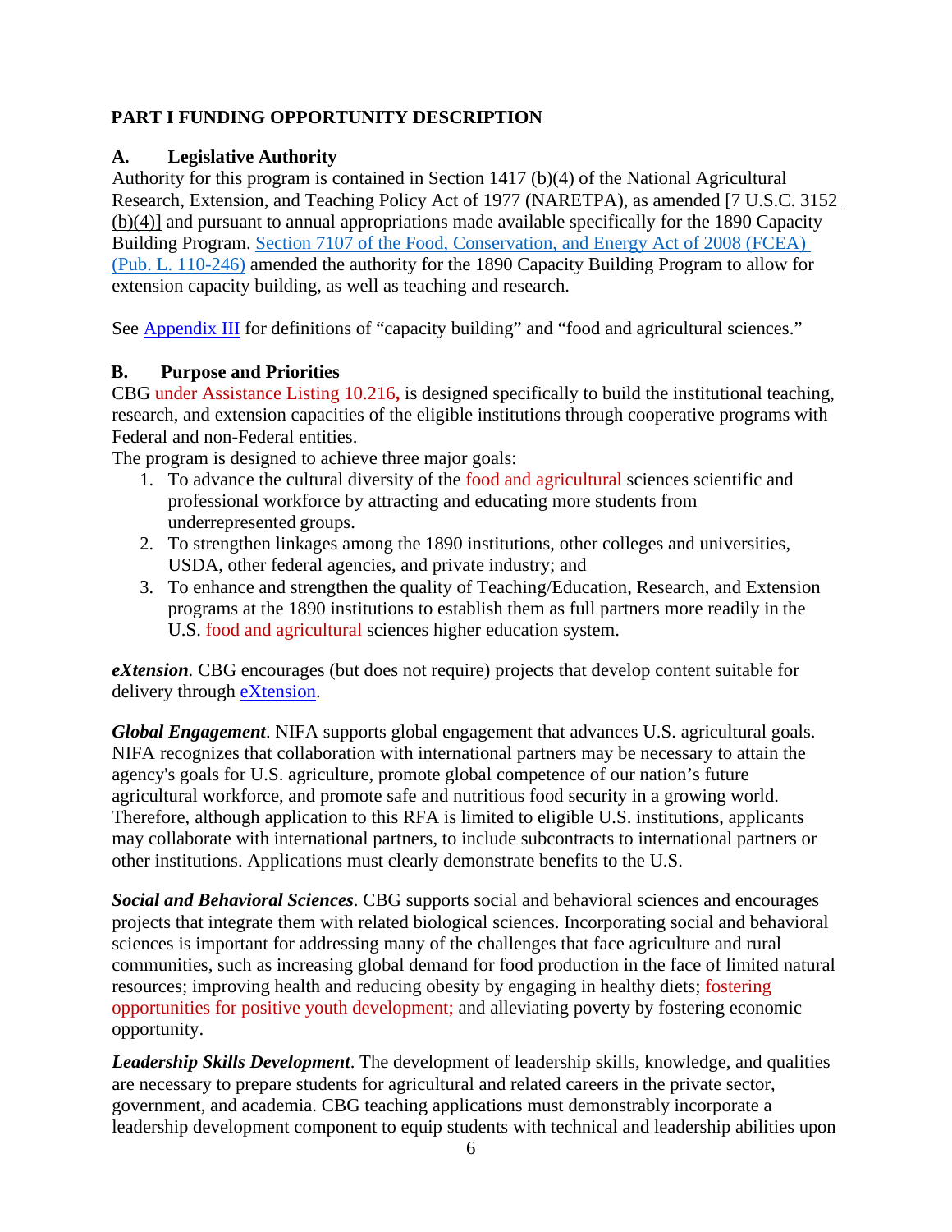# PART I FUNDING OPPORTUNITY DESCRIPTION

## A. Legislative Authority

Authority for this program is contained in Section 1417 (b)(4) of the National Agricultural Research, Extension, and Teaching Policy Act of 1977 (NARETPA), as amended [7 U.S.C. 3152 (b)(4)] and pursuant to annual appropriations made available specifically for the 1890 Capacity Building Program. Section 7107 of the Food, Conservation, and Energy Act of 2008 (FCEA) (Pub. L. 110-246) amended the authority for the 1890 Capacity Building Program to allow for extension capacity building, as well as teaching and research.

See Appendix III for definitions of "capacity building" and "food and agricultural sciences."

## B. Purpose and Priorities

CBG under Assistance Listing 10.216**,** is designed specifically to build the institutional teaching, research, and extension capacities of the eligible institutions through cooperative programs with Federal and non-Federal entities.

The program is designed to achieve three major goals:

1. To advance the cultural diversity of the food and agricultural sciences scientific and professional workforce by attracting and educating more students from underrepresented groups.
2. To strengthen linkages among the 1890 institutions, other colleges and universities, USDA, other federal agencies, and private industry; and
3. To enhance and strengthen the quality of Teaching/Education, Research, and Extension programs at the 1890 institutions to establish them as full partners more readily in the U.S. food and agricultural sciences higher education system.

***eXtension***. CBG encourages (but does not require) projects that develop content suitable for delivery through eXtension.

***Global Engagement***. NIFA supports global engagement that advances U.S. agricultural goals. NIFA recognizes that collaboration with international partners may be necessary to attain the agency's goals for U.S. agriculture, promote global competence of our nation's future agricultural workforce, and promote safe and nutritious food security in a growing world. Therefore, although application to this RFA is limited to eligible U.S. institutions, applicants may collaborate with international partners, to include subcontracts to international partners or other institutions. Applications must clearly demonstrate benefits to the U.S.

***Social and Behavioral Sciences***. CBG supports social and behavioral sciences and encourages projects that integrate them with related biological sciences. Incorporating social and behavioral sciences is important for addressing many of the challenges that face agriculture and rural communities, such as increasing global demand for food production in the face of limited natural resources; improving health and reducing obesity by engaging in healthy diets; fostering opportunities for positive youth development; and alleviating poverty by fostering economic opportunity.

***Leadership Skills Development***. The development of leadership skills, knowledge, and qualities are necessary to prepare students for agricultural and related careers in the private sector, government, and academia. CBG teaching applications must demonstrably incorporate a leadership development component to equip students with technical and leadership abilities upon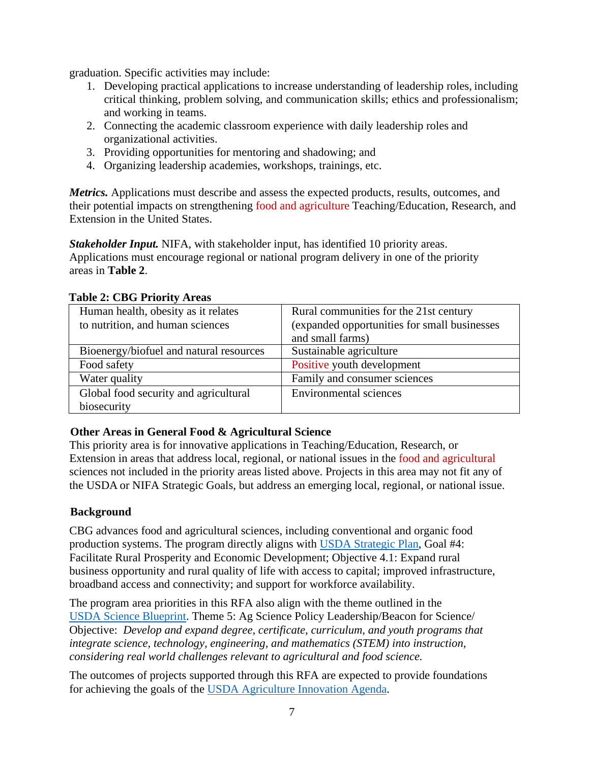graduation. Specific activities may include:

1. Developing practical applications to increase understanding of leadership roles, including critical thinking, problem solving, and communication skills; ethics and professionalism; and working in teams.
2. Connecting the academic classroom experience with daily leadership roles and organizational activities.
3. Providing opportunities for mentoring and shadowing; and
4. Organizing leadership academies, workshops, trainings, etc.

***Metrics.*** Applications must describe and assess the expected products, results, outcomes, and their potential impacts on strengthening food and agriculture Teaching/Education, Research, and Extension in the United States.

***Stakeholder Input.*** NIFA, with stakeholder input, has identified 10 priority areas. Applications must encourage regional or national program delivery in one of the priority areas in **Table 2**.

**Table 2: CBG Priority Areas**

| | |
|---|---|
| Human health, obesity as it relates to nutrition, and human sciences | Rural communities for the 21st century (expanded opportunities for small businesses and small farms) |
| Bioenergy/biofuel and natural resources | Sustainable agriculture |
| Food safety | Positive youth development |
| Water quality | Family and consumer sciences |
| Global food security and agricultural biosecurity | Environmental sciences |

**Other Areas in General Food & Agricultural Science**

This priority area is for innovative applications in Teaching/Education, Research, or Extension in areas that address local, regional, or national issues in the food and agricultural sciences not included in the priority areas listed above. Projects in this area may not fit any of the USDA or NIFA Strategic Goals, but address an emerging local, regional, or national issue.

**Background**

CBG advances food and agricultural sciences, including conventional and organic food production systems. The program directly aligns with USDA Strategic Plan, Goal #4: Facilitate Rural Prosperity and Economic Development; Objective 4.1: Expand rural business opportunity and rural quality of life with access to capital; improved infrastructure, broadband access and connectivity; and support for workforce availability.

The program area priorities in this RFA also align with the theme outlined in the USDA Science Blueprint. Theme 5: Ag Science Policy Leadership/Beacon for Science/ Objective: *Develop and expand degree, certificate, curriculum, and youth programs that integrate science, technology, engineering, and mathematics (STEM) into instruction, considering real world challenges relevant to agricultural and food science.*

The outcomes of projects supported through this RFA are expected to provide foundations for achieving the goals of the USDA Agriculture Innovation Agenda.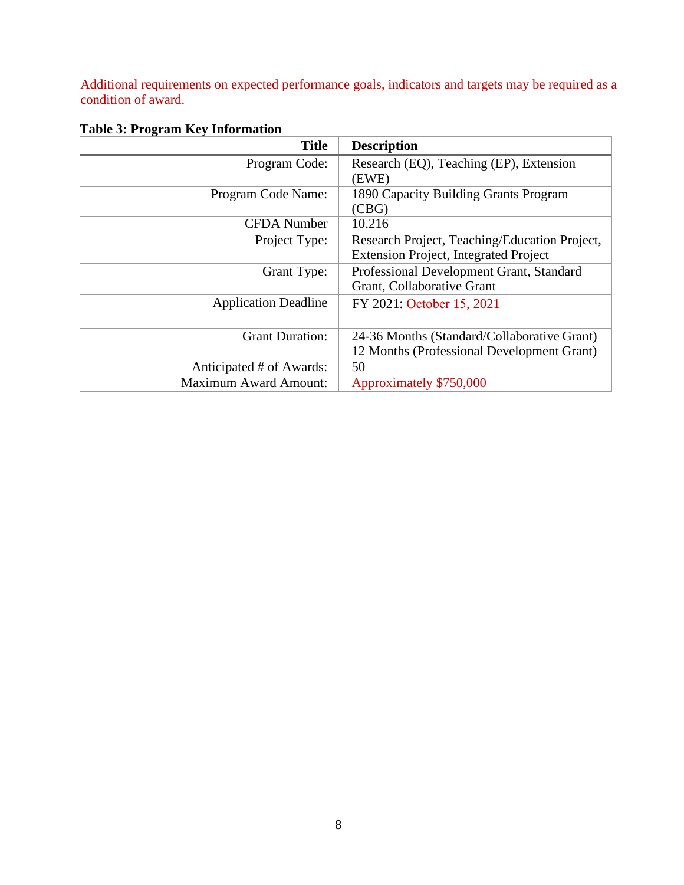Additional requirements on expected performance goals, indicators and targets may be required as a condition of award.

**Table 3: Program Key Information**

| Title | Description |
|---|---|
| Program Code: | Research (EQ), Teaching (EP), Extension (EWE) |
| Program Code Name: | 1890 Capacity Building Grants Program (CBG) |
| CFDA Number | 10.216 |
| Project Type: | Research Project, Teaching/Education Project, Extension Project, Integrated Project |
| Grant Type: | Professional Development Grant, Standard Grant, Collaborative Grant |
| Application Deadline | FY 2021: October 15, 2021 |
| Grant Duration: | 24-36 Months (Standard/Collaborative Grant) 12 Months (Professional Development Grant) |
| Anticipated # of Awards: | 50 |
| Maximum Award Amount: | Approximately $750,000 |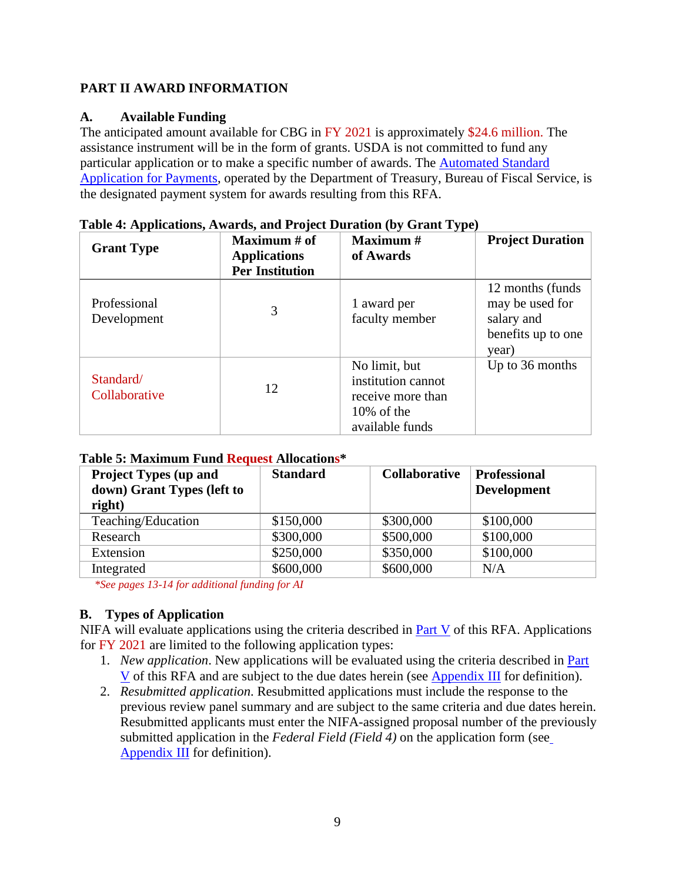## PART II AWARD INFORMATION

### A. Available Funding

The anticipated amount available for CBG in FY 2021 is approximately $24.6 million. The assistance instrument will be in the form of grants. USDA is not committed to fund any particular application or to make a specific number of awards. The Automated Standard Application for Payments, operated by the Department of Treasury, Bureau of Fiscal Service, is the designated payment system for awards resulting from this RFA.

**Table 4: Applications, Awards, and Project Duration (by Grant Type)**

| Grant Type | Maximum # of Applications Per Institution | Maximum # of Awards | Project Duration |
|---|---|---|---|
| Professional Development | 3 | 1 award per faculty member | 12 months (funds may be used for salary and benefits up to one year) |
| Standard/ Collaborative | 12 | No limit, but institution cannot receive more than 10% of the available funds | Up to 36 months |

**Table 5: Maximum Fund Request Allocations***

| Project Types (up and down) Grant Types (left to right) | Standard | Collaborative | Professional Development |
|---|---|---|---|
| Teaching/Education | $150,000 | $300,000 | $100,000 |
| Research | $300,000 | $500,000 | $100,000 |
| Extension | $250,000 | $350,000 | $100,000 |
| Integrated | $600,000 | $600,000 | N/A |

*\*See pages 13-14 for additional funding for AI*

### B. Types of Application

NIFA will evaluate applications using the criteria described in Part V of this RFA. Applications for FY 2021 are limited to the following application types:

1. *New application*. New applications will be evaluated using the criteria described in Part V of this RFA and are subject to the due dates herein (see Appendix III for definition).
2. *Resubmitted application*. Resubmitted applications must include the response to the previous review panel summary and are subject to the same criteria and due dates herein. Resubmitted applicants must enter the NIFA-assigned proposal number of the previously submitted application in the *Federal Field (Field 4)* on the application form (see Appendix III for definition).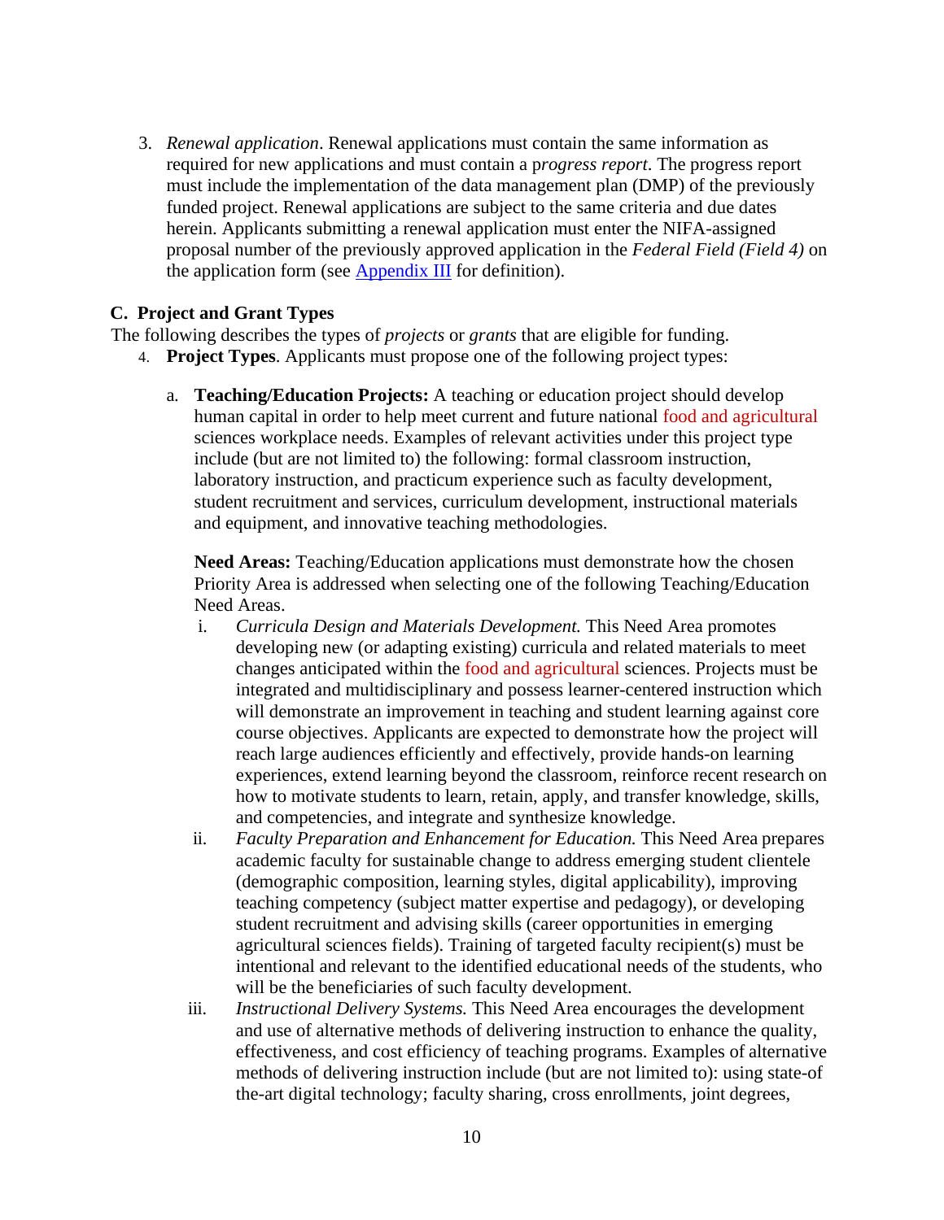3. *Renewal application*. Renewal applications must contain the same information as required for new applications and must contain a p*rogress report*. The progress report must include the implementation of the data management plan (DMP) of the previously funded project. Renewal applications are subject to the same criteria and due dates herein. Applicants submitting a renewal application must enter the NIFA-assigned proposal number of the previously approved application in the *Federal Field (Field 4)* on the application form (see Appendix III for definition).

### C. Project and Grant Types

The following describes the types of *projects* or *grants* that are eligible for funding.

4. **Project Types**. Applicants must propose one of the following project types:

   a. **Teaching/Education Projects:** A teaching or education project should develop human capital in order to help meet current and future national food and agricultural sciences workplace needs. Examples of relevant activities under this project type include (but are not limited to) the following: formal classroom instruction, laboratory instruction, and practicum experience such as faculty development, student recruitment and services, curriculum development, instructional materials and equipment, and innovative teaching methodologies.

      **Need Areas:** Teaching/Education applications must demonstrate how the chosen Priority Area is addressed when selecting one of the following Teaching/Education Need Areas.

      i. *Curricula Design and Materials Development.* This Need Area promotes developing new (or adapting existing) curricula and related materials to meet changes anticipated within the food and agricultural sciences. Projects must be integrated and multidisciplinary and possess learner-centered instruction which will demonstrate an improvement in teaching and student learning against core course objectives. Applicants are expected to demonstrate how the project will reach large audiences efficiently and effectively, provide hands-on learning experiences, extend learning beyond the classroom, reinforce recent research on how to motivate students to learn, retain, apply, and transfer knowledge, skills, and competencies, and integrate and synthesize knowledge.

      ii. *Faculty Preparation and Enhancement for Education.* This Need Area prepares academic faculty for sustainable change to address emerging student clientele (demographic composition, learning styles, digital applicability), improving teaching competency (subject matter expertise and pedagogy), or developing student recruitment and advising skills (career opportunities in emerging agricultural sciences fields). Training of targeted faculty recipient(s) must be intentional and relevant to the identified educational needs of the students, who will be the beneficiaries of such faculty development.

      iii. *Instructional Delivery Systems.* This Need Area encourages the development and use of alternative methods of delivering instruction to enhance the quality, effectiveness, and cost efficiency of teaching programs. Examples of alternative methods of delivering instruction include (but are not limited to): using state-of the-art digital technology; faculty sharing, cross enrollments, joint degrees,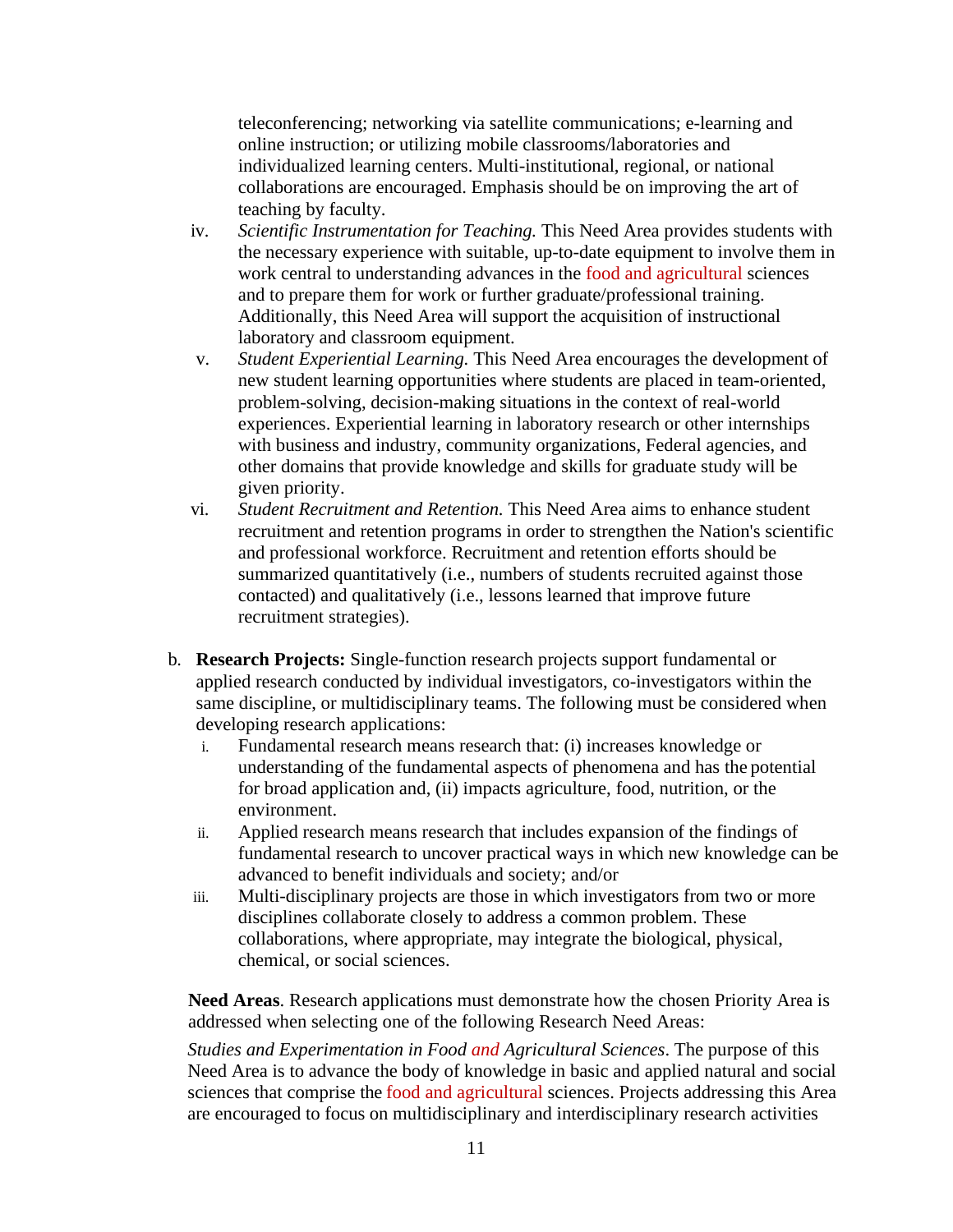teleconferencing; networking via satellite communications; e-learning and online instruction; or utilizing mobile classrooms/laboratories and individualized learning centers. Multi-institutional, regional, or national collaborations are encouraged. Emphasis should be on improving the art of teaching by faculty.

iv. *Scientific Instrumentation for Teaching.* This Need Area provides students with the necessary experience with suitable, up-to-date equipment to involve them in work central to understanding advances in the food and agricultural sciences and to prepare them for work or further graduate/professional training. Additionally, this Need Area will support the acquisition of instructional laboratory and classroom equipment.

v. *Student Experiential Learning.* This Need Area encourages the development of new student learning opportunities where students are placed in team-oriented, problem-solving, decision-making situations in the context of real-world experiences. Experiential learning in laboratory research or other internships with business and industry, community organizations, Federal agencies, and other domains that provide knowledge and skills for graduate study will be given priority.

vi. *Student Recruitment and Retention.* This Need Area aims to enhance student recruitment and retention programs in order to strengthen the Nation's scientific and professional workforce. Recruitment and retention efforts should be summarized quantitatively (i.e., numbers of students recruited against those contacted) and qualitatively (i.e., lessons learned that improve future recruitment strategies).

b. **Research Projects:** Single-function research projects support fundamental or applied research conducted by individual investigators, co-investigators within the same discipline, or multidisciplinary teams. The following must be considered when developing research applications:

   i. Fundamental research means research that: (i) increases knowledge or understanding of the fundamental aspects of phenomena and has the potential for broad application and, (ii) impacts agriculture, food, nutrition, or the environment.

   ii. Applied research means research that includes expansion of the findings of fundamental research to uncover practical ways in which new knowledge can be advanced to benefit individuals and society; and/or

   iii. Multi-disciplinary projects are those in which investigators from two or more disciplines collaborate closely to address a common problem. These collaborations, where appropriate, may integrate the biological, physical, chemical, or social sciences.

**Need Areas**. Research applications must demonstrate how the chosen Priority Area is addressed when selecting one of the following Research Need Areas:

*Studies and Experimentation in Food and Agricultural Sciences*. The purpose of this Need Area is to advance the body of knowledge in basic and applied natural and social sciences that comprise the food and agricultural sciences. Projects addressing this Area are encouraged to focus on multidisciplinary and interdisciplinary research activities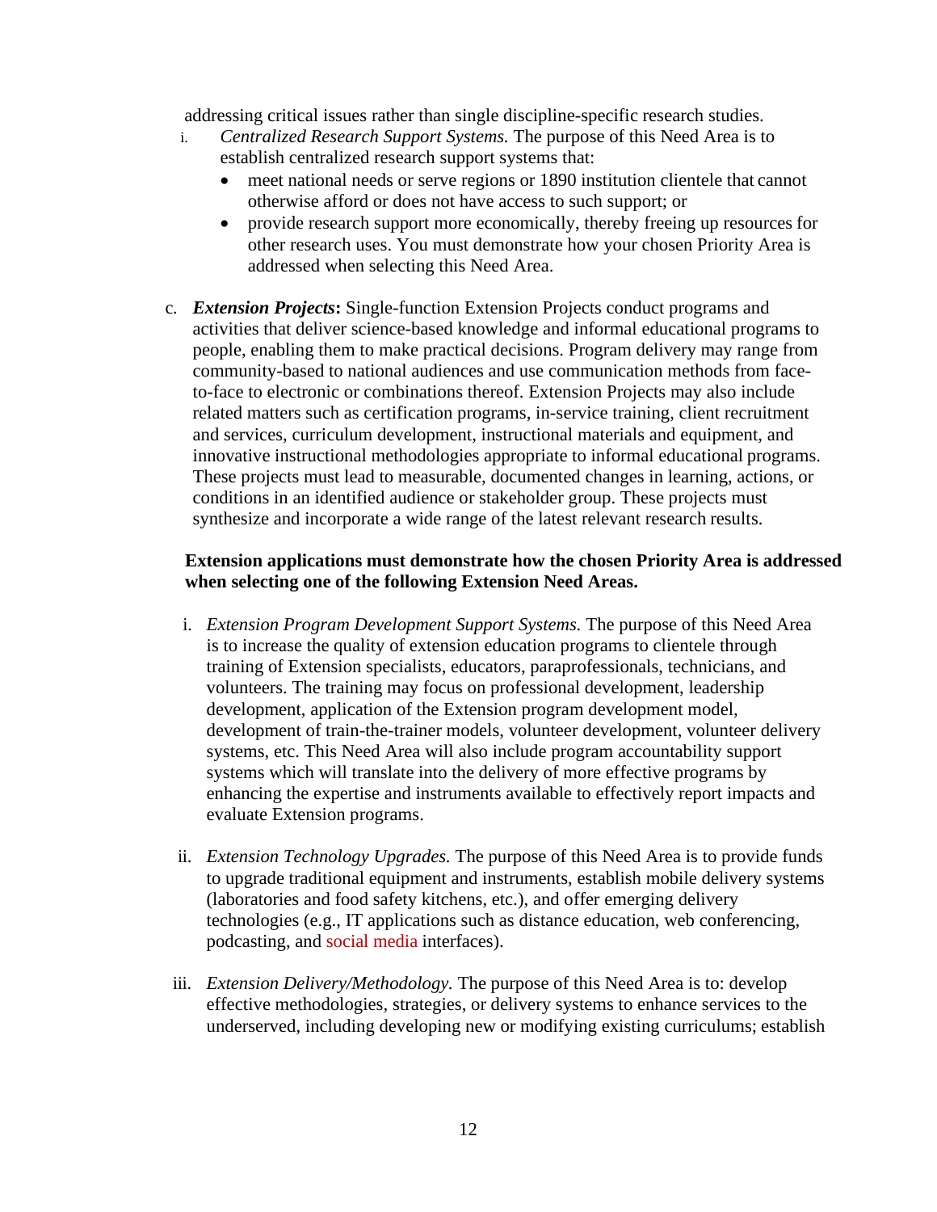addressing critical issues rather than single discipline-specific research studies.

i. *Centralized Research Support Systems.* The purpose of this Need Area is to establish centralized research support systems that:
   - meet national needs or serve regions or 1890 institution clientele that cannot otherwise afford or does not have access to such support; or
   - provide research support more economically, thereby freeing up resources for other research uses. You must demonstrate how your chosen Priority Area is addressed when selecting this Need Area.

c. ***Extension Projects*:** Single-function Extension Projects conduct programs and activities that deliver science-based knowledge and informal educational programs to people, enabling them to make practical decisions. Program delivery may range from community-based to national audiences and use communication methods from face-to-face to electronic or combinations thereof. Extension Projects may also include related matters such as certification programs, in-service training, client recruitment and services, curriculum development, instructional materials and equipment, and innovative instructional methodologies appropriate to informal educational programs. These projects must lead to measurable, documented changes in learning, actions, or conditions in an identified audience or stakeholder group. These projects must synthesize and incorporate a wide range of the latest relevant research results.

**Extension applications must demonstrate how the chosen Priority Area is addressed when selecting one of the following Extension Need Areas.**

i. *Extension Program Development Support Systems.* The purpose of this Need Area is to increase the quality of extension education programs to clientele through training of Extension specialists, educators, paraprofessionals, technicians, and volunteers. The training may focus on professional development, leadership development, application of the Extension program development model, development of train-the-trainer models, volunteer development, volunteer delivery systems, etc. This Need Area will also include program accountability support systems which will translate into the delivery of more effective programs by enhancing the expertise and instruments available to effectively report impacts and evaluate Extension programs.

ii. *Extension Technology Upgrades.* The purpose of this Need Area is to provide funds to upgrade traditional equipment and instruments, establish mobile delivery systems (laboratories and food safety kitchens, etc.), and offer emerging delivery technologies (e.g., IT applications such as distance education, web conferencing, podcasting, and social media interfaces).

iii. *Extension Delivery/Methodology.* The purpose of this Need Area is to: develop effective methodologies, strategies, or delivery systems to enhance services to the underserved, including developing new or modifying existing curriculums; establish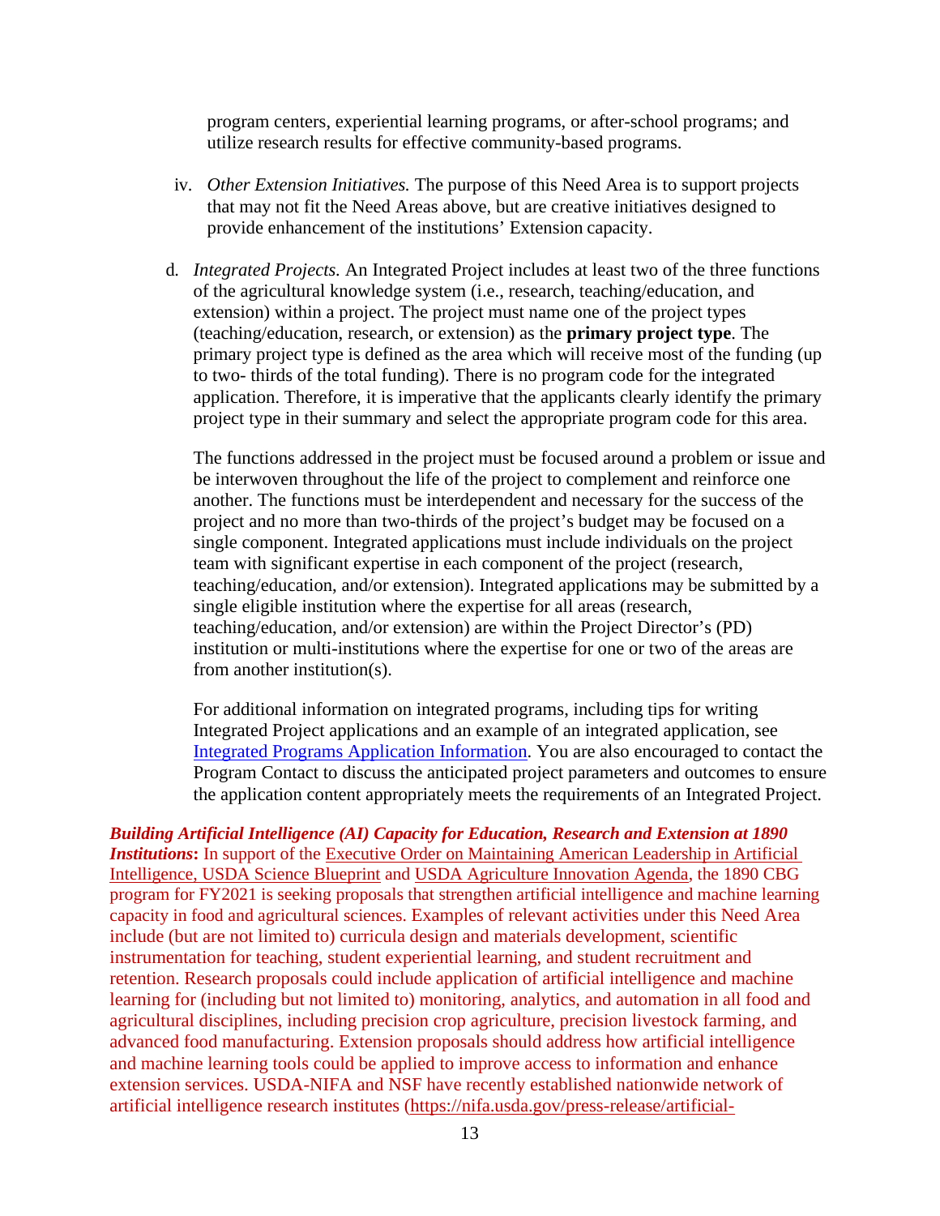program centers, experiential learning programs, or after-school programs; and utilize research results for effective community-based programs.

iv. *Other Extension Initiatives.* The purpose of this Need Area is to support projects that may not fit the Need Areas above, but are creative initiatives designed to provide enhancement of the institutions' Extension capacity.

d. *Integrated Projects.* An Integrated Project includes at least two of the three functions of the agricultural knowledge system (i.e., research, teaching/education, and extension) within a project. The project must name one of the project types (teaching/education, research, or extension) as the **primary project type**. The primary project type is defined as the area which will receive most of the funding (up to two- thirds of the total funding). There is no program code for the integrated application. Therefore, it is imperative that the applicants clearly identify the primary project type in their summary and select the appropriate program code for this area.

The functions addressed in the project must be focused around a problem or issue and be interwoven throughout the life of the project to complement and reinforce one another. The functions must be interdependent and necessary for the success of the project and no more than two-thirds of the project's budget may be focused on a single component. Integrated applications must include individuals on the project team with significant expertise in each component of the project (research, teaching/education, and/or extension). Integrated applications may be submitted by a single eligible institution where the expertise for all areas (research, teaching/education, and/or extension) are within the Project Director's (PD) institution or multi-institutions where the expertise for one or two of the areas are from another institution(s).

For additional information on integrated programs, including tips for writing Integrated Project applications and an example of an integrated application, see Integrated Programs Application Information. You are also encouraged to contact the Program Contact to discuss the anticipated project parameters and outcomes to ensure the application content appropriately meets the requirements of an Integrated Project.

***Building Artificial Intelligence (AI) Capacity for Education, Research and Extension at 1890 Institutions*****:** In support of the Executive Order on Maintaining American Leadership in Artificial Intelligence, USDA Science Blueprint and USDA Agriculture Innovation Agenda, the 1890 CBG program for FY2021 is seeking proposals that strengthen artificial intelligence and machine learning capacity in food and agricultural sciences. Examples of relevant activities under this Need Area include (but are not limited to) curricula design and materials development, scientific instrumentation for teaching, student experiential learning, and student recruitment and retention. Research proposals could include application of artificial intelligence and machine learning for (including but not limited to) monitoring, analytics, and automation in all food and agricultural disciplines, including precision crop agriculture, precision livestock farming, and advanced food manufacturing. Extension proposals should address how artificial intelligence and machine learning tools could be applied to improve access to information and enhance extension services. USDA-NIFA and NSF have recently established nationwide network of artificial intelligence research institutes (https://nifa.usda.gov/press-release/artificial-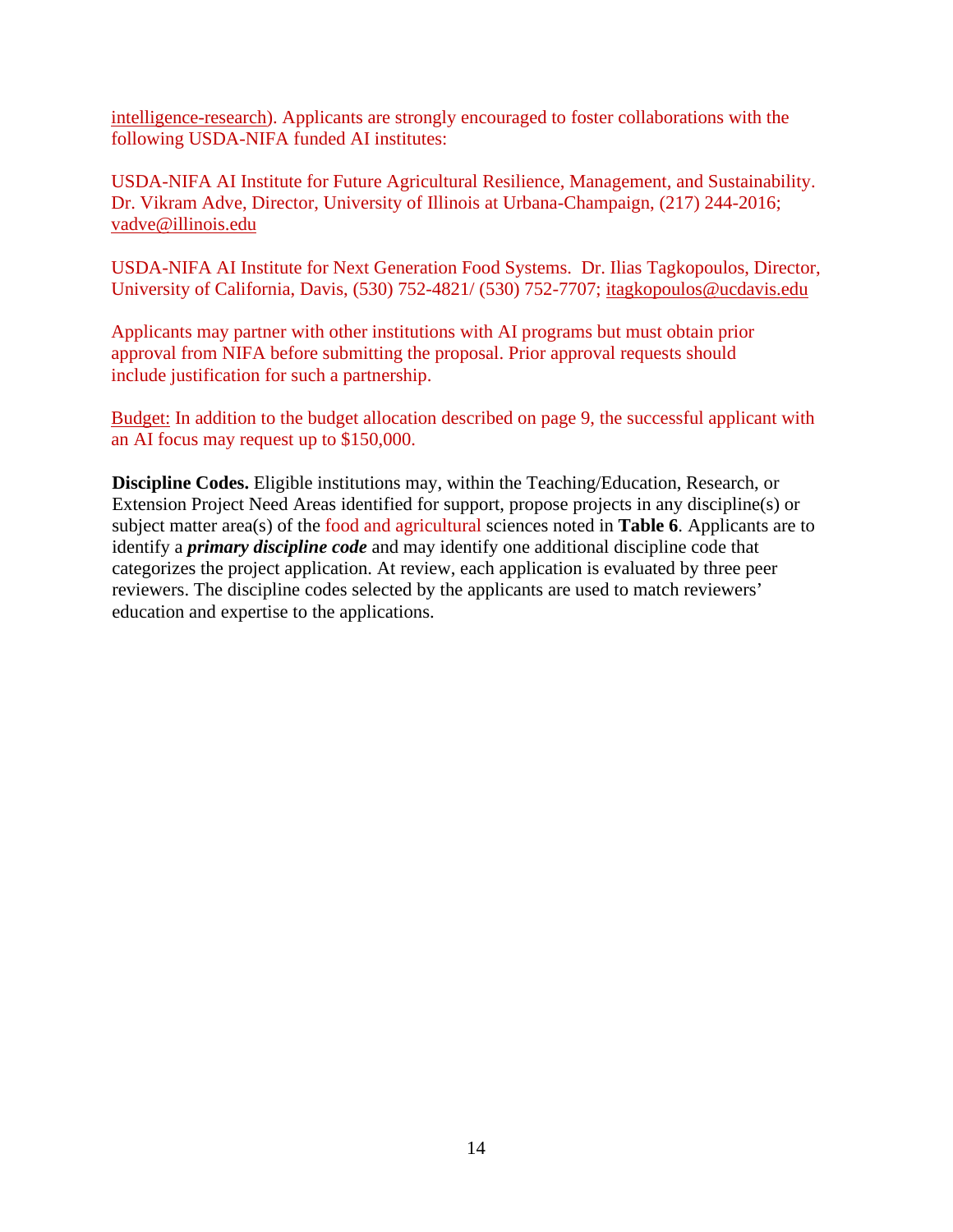intelligence-research). Applicants are strongly encouraged to foster collaborations with the following USDA-NIFA funded AI institutes:

USDA-NIFA AI Institute for Future Agricultural Resilience, Management, and Sustainability. Dr. Vikram Adve, Director, University of Illinois at Urbana-Champaign, (217) 244-2016; vadve@illinois.edu

USDA-NIFA AI Institute for Next Generation Food Systems. Dr. Ilias Tagkopoulos, Director, University of California, Davis, (530) 752-4821/ (530) 752-7707; itagkopoulos@ucdavis.edu

Applicants may partner with other institutions with AI programs but must obtain prior approval from NIFA before submitting the proposal. Prior approval requests should include justification for such a partnership.

Budget: In addition to the budget allocation described on page 9, the successful applicant with an AI focus may request up to $150,000.

**Discipline Codes.** Eligible institutions may, within the Teaching/Education, Research, or Extension Project Need Areas identified for support, propose projects in any discipline(s) or subject matter area(s) of the food and agricultural sciences noted in **Table 6**. Applicants are to identify a ***primary discipline code*** and may identify one additional discipline code that categorizes the project application. At review, each application is evaluated by three peer reviewers. The discipline codes selected by the applicants are used to match reviewers' education and expertise to the applications.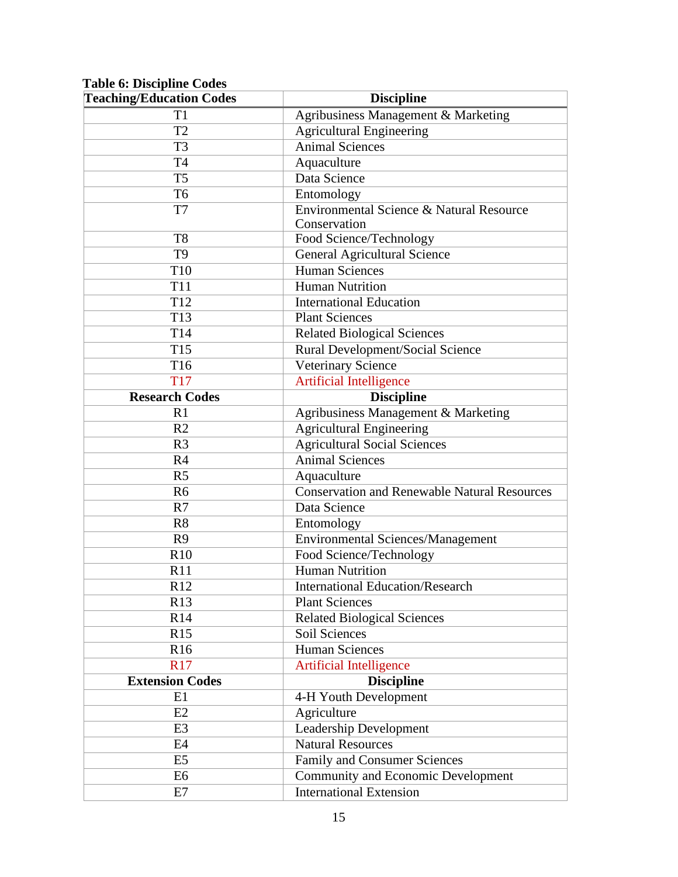**Table 6: Discipline Codes**

| Teaching/Education Codes | Discipline |
|---|---|
| T1 | Agribusiness Management & Marketing |
| T2 | Agricultural Engineering |
| T3 | Animal Sciences |
| T4 | Aquaculture |
| T5 | Data Science |
| T6 | Entomology |
| T7 | Environmental Science & Natural Resource Conservation |
| T8 | Food Science/Technology |
| T9 | General Agricultural Science |
| T10 | Human Sciences |
| T11 | Human Nutrition |
| T12 | International Education |
| T13 | Plant Sciences |
| T14 | Related Biological Sciences |
| T15 | Rural Development/Social Science |
| T16 | Veterinary Science |
| T17 | Artificial Intelligence |
| **Research Codes** | **Discipline** |
| R1 | Agribusiness Management & Marketing |
| R2 | Agricultural Engineering |
| R3 | Agricultural Social Sciences |
| R4 | Animal Sciences |
| R5 | Aquaculture |
| R6 | Conservation and Renewable Natural Resources |
| R7 | Data Science |
| R8 | Entomology |
| R9 | Environmental Sciences/Management |
| R10 | Food Science/Technology |
| R11 | Human Nutrition |
| R12 | International Education/Research |
| R13 | Plant Sciences |
| R14 | Related Biological Sciences |
| R15 | Soil Sciences |
| R16 | Human Sciences |
| R17 | Artificial Intelligence |
| **Extension Codes** | **Discipline** |
| E1 | 4-H Youth Development |
| E2 | Agriculture |
| E3 | Leadership Development |
| E4 | Natural Resources |
| E5 | Family and Consumer Sciences |
| E6 | Community and Economic Development |
| E7 | International Extension |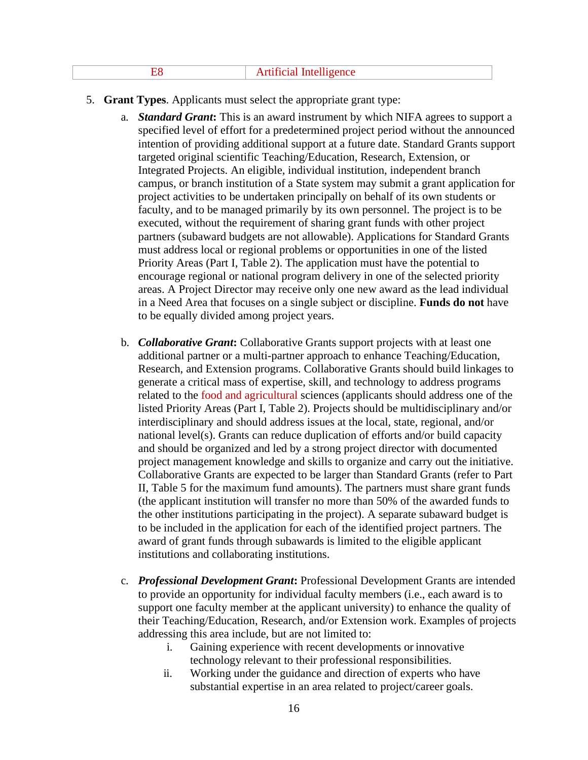| E8 | Artificial Intelligence |
|---|---|

5. **Grant Types**. Applicants must select the appropriate grant type:
   a. ***Standard Grant*****:** This is an award instrument by which NIFA agrees to support a specified level of effort for a predetermined project period without the announced intention of providing additional support at a future date. Standard Grants support targeted original scientific Teaching/Education, Research, Extension, or Integrated Projects. An eligible, individual institution, independent branch campus, or branch institution of a State system may submit a grant application for project activities to be undertaken principally on behalf of its own students or faculty, and to be managed primarily by its own personnel. The project is to be executed, without the requirement of sharing grant funds with other project partners (subaward budgets are not allowable). Applications for Standard Grants must address local or regional problems or opportunities in one of the listed Priority Areas (Part I, Table 2). The application must have the potential to encourage regional or national program delivery in one of the selected priority areas. A Project Director may receive only one new award as the lead individual in a Need Area that focuses on a single subject or discipline. **Funds do not** have to be equally divided among project years.

   b. ***Collaborative Grant*****:** Collaborative Grants support projects with at least one additional partner or a multi-partner approach to enhance Teaching/Education, Research, and Extension programs. Collaborative Grants should build linkages to generate a critical mass of expertise, skill, and technology to address programs related to the food and agricultural sciences (applicants should address one of the listed Priority Areas (Part I, Table 2). Projects should be multidisciplinary and/or interdisciplinary and should address issues at the local, state, regional, and/or national level(s). Grants can reduce duplication of efforts and/or build capacity and should be organized and led by a strong project director with documented project management knowledge and skills to organize and carry out the initiative. Collaborative Grants are expected to be larger than Standard Grants (refer to Part II, Table 5 for the maximum fund amounts). The partners must share grant funds (the applicant institution will transfer no more than 50% of the awarded funds to the other institutions participating in the project). A separate subaward budget is to be included in the application for each of the identified project partners. The award of grant funds through subawards is limited to the eligible applicant institutions and collaborating institutions.

   c. ***Professional Development Grant*****:** Professional Development Grants are intended to provide an opportunity for individual faculty members (i.e., each award is to support one faculty member at the applicant university) to enhance the quality of their Teaching/Education, Research, and/or Extension work. Examples of projects addressing this area include, but are not limited to:
      i. Gaining experience with recent developments or innovative technology relevant to their professional responsibilities.
      ii. Working under the guidance and direction of experts who have substantial expertise in an area related to project/career goals.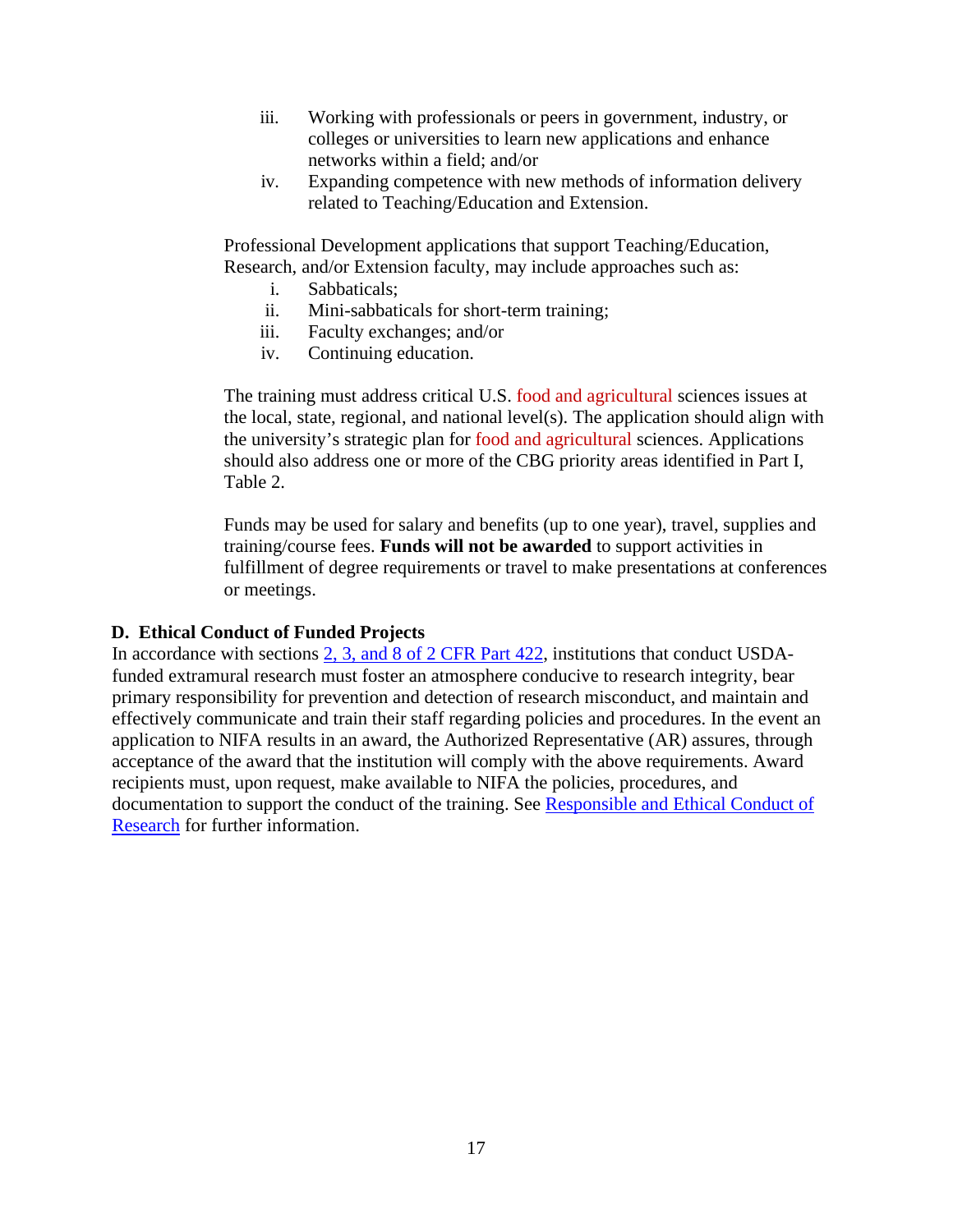iii. Working with professionals or peers in government, industry, or colleges or universities to learn new applications and enhance networks within a field; and/or
iv. Expanding competence with new methods of information delivery related to Teaching/Education and Extension.

Professional Development applications that support Teaching/Education, Research, and/or Extension faculty, may include approaches such as:

i. Sabbaticals;
ii. Mini-sabbaticals for short-term training;
iii. Faculty exchanges; and/or
iv. Continuing education.

The training must address critical U.S. food and agricultural sciences issues at the local, state, regional, and national level(s). The application should align with the university's strategic plan for food and agricultural sciences. Applications should also address one or more of the CBG priority areas identified in Part I, Table 2.

Funds may be used for salary and benefits (up to one year), travel, supplies and training/course fees. **Funds will not be awarded** to support activities in fulfillment of degree requirements or travel to make presentations at conferences or meetings.

### D. Ethical Conduct of Funded Projects

In accordance with sections [2, 3, and 8 of 2 CFR Part 422](), institutions that conduct USDA-funded extramural research must foster an atmosphere conducive to research integrity, bear primary responsibility for prevention and detection of research misconduct, and maintain and effectively communicate and train their staff regarding policies and procedures. In the event an application to NIFA results in an award, the Authorized Representative (AR) assures, through acceptance of the award that the institution will comply with the above requirements. Award recipients must, upon request, make available to NIFA the policies, procedures, and documentation to support the conduct of the training. See [Responsible and Ethical Conduct of Research]() for further information.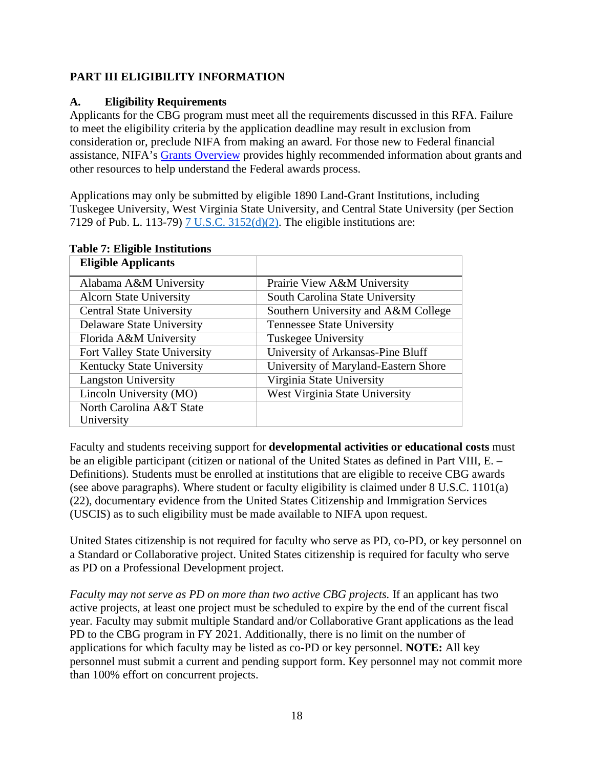## PART III ELIGIBILITY INFORMATION

### A. Eligibility Requirements

Applicants for the CBG program must meet all the requirements discussed in this RFA. Failure to meet the eligibility criteria by the application deadline may result in exclusion from consideration or, preclude NIFA from making an award. For those new to Federal financial assistance, NIFA's Grants Overview provides highly recommended information about grants and other resources to help understand the Federal awards process.

Applications may only be submitted by eligible 1890 Land-Grant Institutions, including Tuskegee University, West Virginia State University, and Central State University (per Section 7129 of Pub. L. 113-79) 7 U.S.C. 3152(d)(2). The eligible institutions are:

**Table 7: Eligible Institutions**

| Eligible Applicants | |
|---|---|
| Alabama A&M University | Prairie View A&M University |
| Alcorn State University | South Carolina State University |
| Central State University | Southern University and A&M College |
| Delaware State University | Tennessee State University |
| Florida A&M University | Tuskegee University |
| Fort Valley State University | University of Arkansas-Pine Bluff |
| Kentucky State University | University of Maryland-Eastern Shore |
| Langston University | Virginia State University |
| Lincoln University (MO) | West Virginia State University |
| North Carolina A&T State University | |

Faculty and students receiving support for **developmental activities or educational costs** must be an eligible participant (citizen or national of the United States as defined in Part VIII, E. – Definitions). Students must be enrolled at institutions that are eligible to receive CBG awards (see above paragraphs). Where student or faculty eligibility is claimed under 8 U.S.C. 1101(a)(22), documentary evidence from the United States Citizenship and Immigration Services (USCIS) as to such eligibility must be made available to NIFA upon request.

United States citizenship is not required for faculty who serve as PD, co-PD, or key personnel on a Standard or Collaborative project. United States citizenship is required for faculty who serve as PD on a Professional Development project.

*Faculty may not serve as PD on more than two active CBG projects.* If an applicant has two active projects, at least one project must be scheduled to expire by the end of the current fiscal year. Faculty may submit multiple Standard and/or Collaborative Grant applications as the lead PD to the CBG program in FY 2021. Additionally, there is no limit on the number of applications for which faculty may be listed as co-PD or key personnel. **NOTE:** All key personnel must submit a current and pending support form. Key personnel may not commit more than 100% effort on concurrent projects.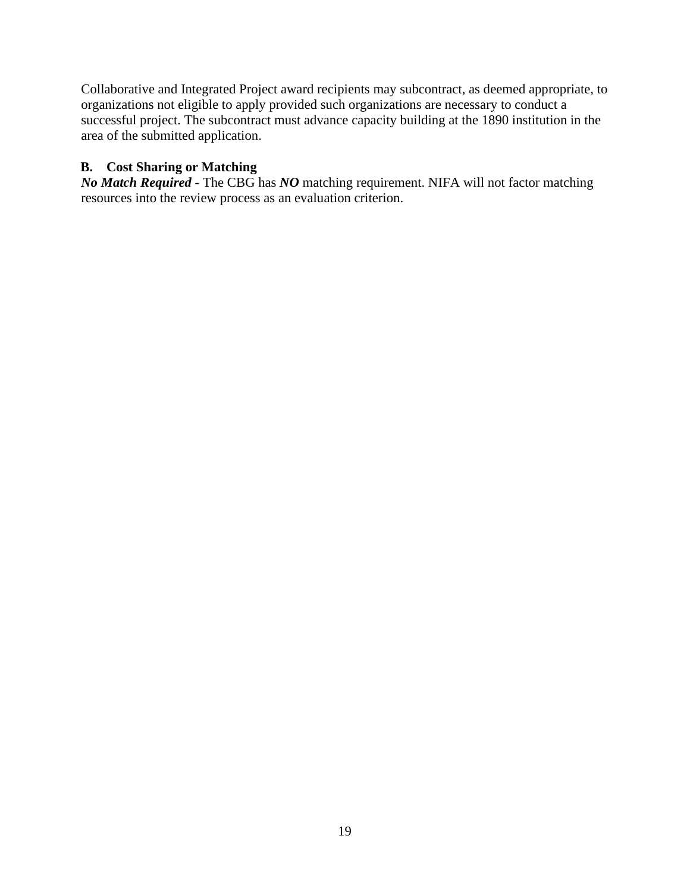Collaborative and Integrated Project award recipients may subcontract, as deemed appropriate, to organizations not eligible to apply provided such organizations are necessary to conduct a successful project. The subcontract must advance capacity building at the 1890 institution in the area of the submitted application.

### B. Cost Sharing or Matching

***No Match Required*** - The CBG has ***NO*** matching requirement. NIFA will not factor matching resources into the review process as an evaluation criterion.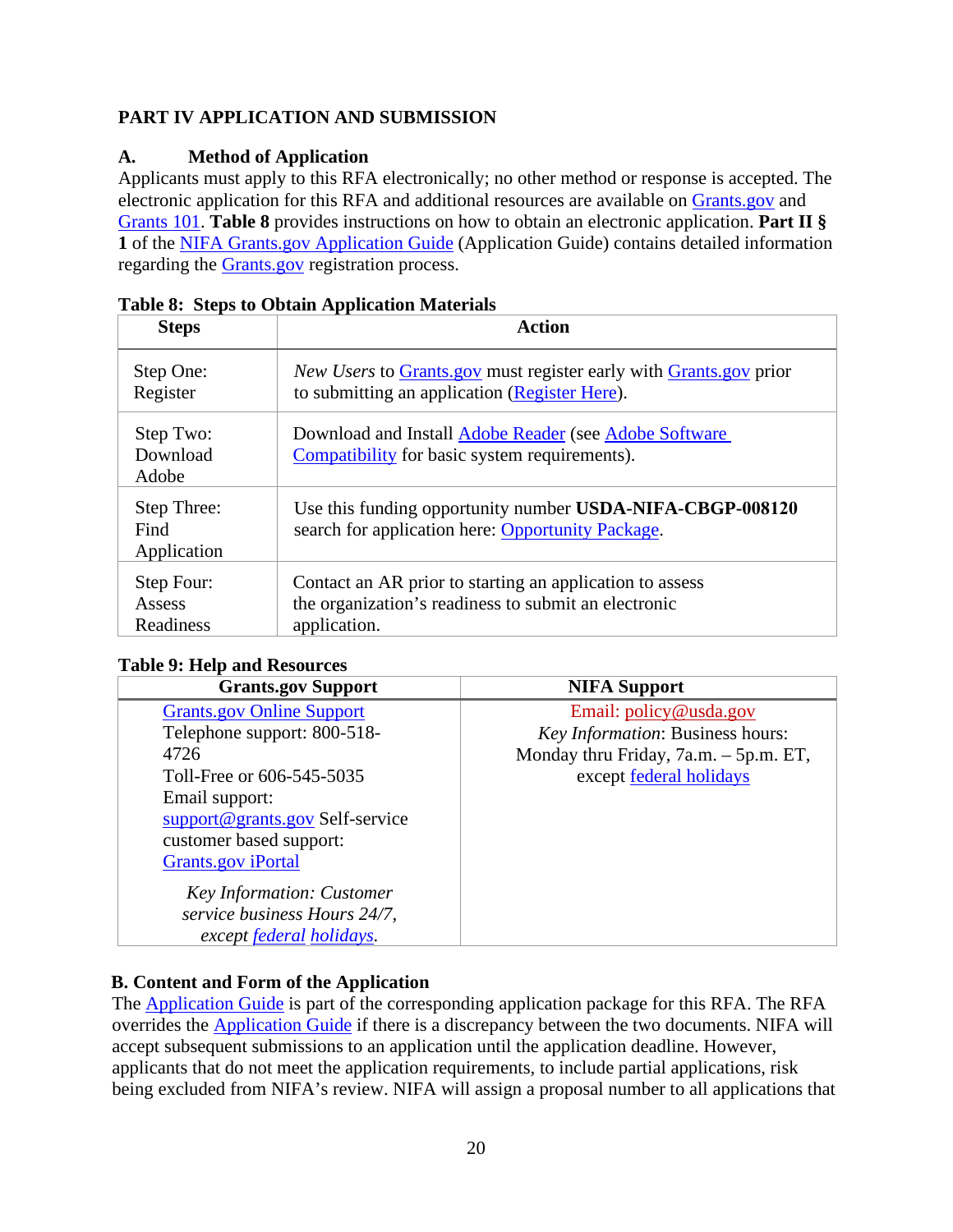## PART IV APPLICATION AND SUBMISSION

### A. Method of Application

Applicants must apply to this RFA electronically; no other method or response is accepted. The electronic application for this RFA and additional resources are available on Grants.gov and Grants 101. **Table 8** provides instructions on how to obtain an electronic application. **Part II § 1** of the NIFA Grants.gov Application Guide (Application Guide) contains detailed information regarding the Grants.gov registration process.

**Table 8: Steps to Obtain Application Materials**

| Steps | Action |
|---|---|
| Step One: Register | *New Users* to Grants.gov must register early with Grants.gov prior to submitting an application (Register Here). |
| Step Two: Download Adobe | Download and Install Adobe Reader (see Adobe Software Compatibility for basic system requirements). |
| Step Three: Find Application | Use this funding opportunity number **USDA-NIFA-CBGP-008120** search for application here: Opportunity Package. |
| Step Four: Assess Readiness | Contact an AR prior to starting an application to assess the organization's readiness to submit an electronic application. |

**Table 9: Help and Resources**

| Grants.gov Support | NIFA Support |
|---|---|
| Grants.gov Online Support<br>Telephone support: 800-518-4726<br>Toll-Free or 606-545-5035<br>Email support: support@grants.gov Self-service customer based support: Grants.gov iPortal<br>*Key Information: Customer service business Hours 24/7, except federal holidays.* | Email: policy@usda.gov<br>*Key Information*: Business hours: Monday thru Friday, 7a.m. – 5p.m. ET, except federal holidays |

### B. Content and Form of the Application

The Application Guide is part of the corresponding application package for this RFA. The RFA overrides the Application Guide if there is a discrepancy between the two documents. NIFA will accept subsequent submissions to an application until the application deadline. However, applicants that do not meet the application requirements, to include partial applications, risk being excluded from NIFA's review. NIFA will assign a proposal number to all applications that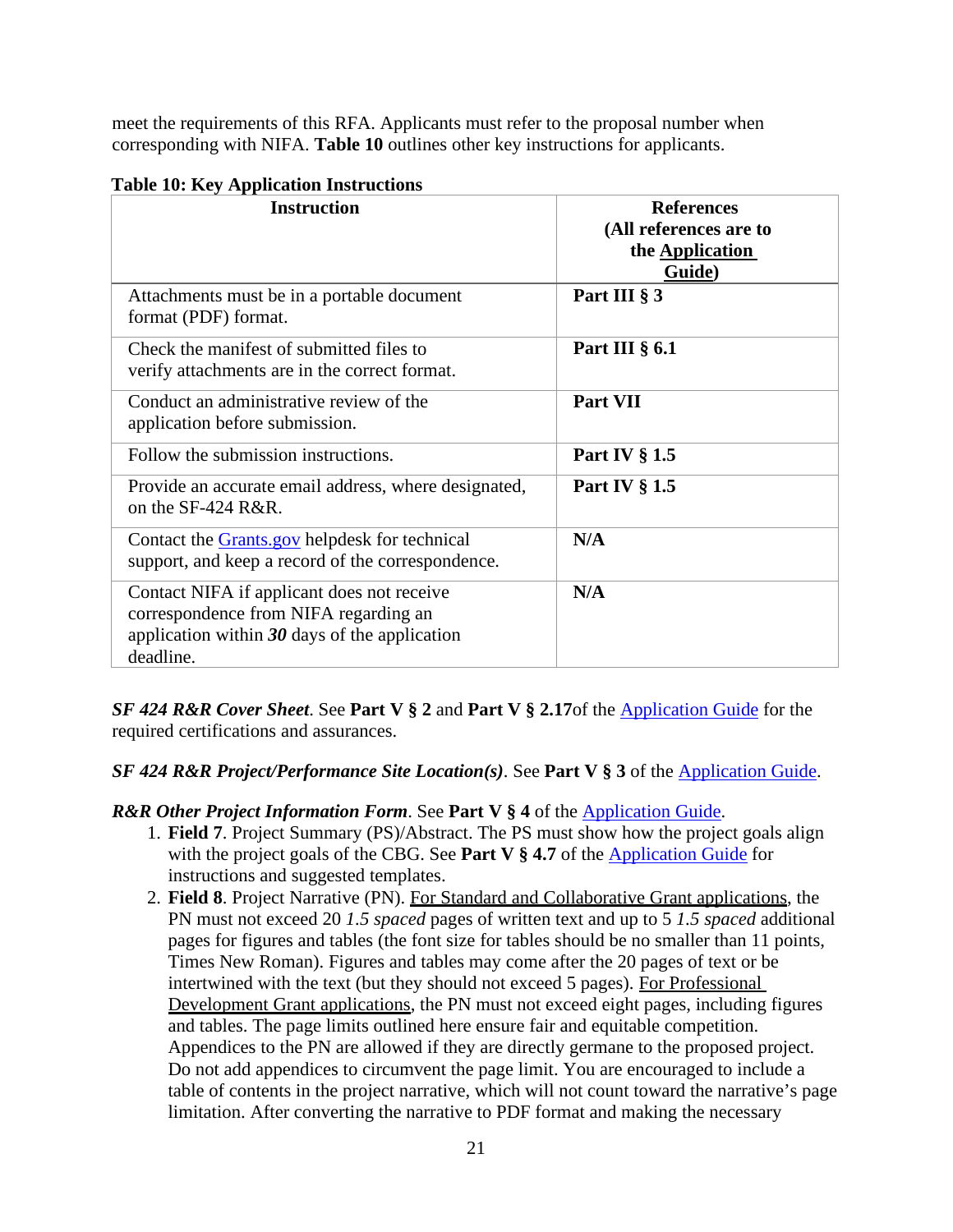meet the requirements of this RFA. Applicants must refer to the proposal number when corresponding with NIFA. **Table 10** outlines other key instructions for applicants.

**Table 10: Key Application Instructions**

| Instruction | References (All references are to the Application Guide) |
|---|---|
| Attachments must be in a portable document format (PDF) format. | **Part III § 3** |
| Check the manifest of submitted files to verify attachments are in the correct format. | **Part III § 6.1** |
| Conduct an administrative review of the application before submission. | **Part VII** |
| Follow the submission instructions. | **Part IV § 1.5** |
| Provide an accurate email address, where designated, on the SF-424 R&R. | **Part IV § 1.5** |
| Contact the Grants.gov helpdesk for technical support, and keep a record of the correspondence. | **N/A** |
| Contact NIFA if applicant does not receive correspondence from NIFA regarding an application within ***30*** days of the application deadline. | **N/A** |

***SF 424 R&R Cover Sheet***. See **Part V § 2** and **Part V § 2.17**of the Application Guide for the required certifications and assurances.

***SF 424 R&R Project/Performance Site Location(s)***. See **Part V § 3** of the Application Guide.

***R&R Other Project Information Form***. See **Part V § 4** of the Application Guide.

1. **Field 7**. Project Summary (PS)/Abstract. The PS must show how the project goals align with the project goals of the CBG. See **Part V § 4.7** of the Application Guide for instructions and suggested templates.
2. **Field 8**. Project Narrative (PN). For Standard and Collaborative Grant applications, the PN must not exceed 20 *1.5 spaced* pages of written text and up to 5 *1.5 spaced* additional pages for figures and tables (the font size for tables should be no smaller than 11 points, Times New Roman). Figures and tables may come after the 20 pages of text or be intertwined with the text (but they should not exceed 5 pages). For Professional Development Grant applications, the PN must not exceed eight pages, including figures and tables. The page limits outlined here ensure fair and equitable competition. Appendices to the PN are allowed if they are directly germane to the proposed project. Do not add appendices to circumvent the page limit. You are encouraged to include a table of contents in the project narrative, which will not count toward the narrative's page limitation. After converting the narrative to PDF format and making the necessary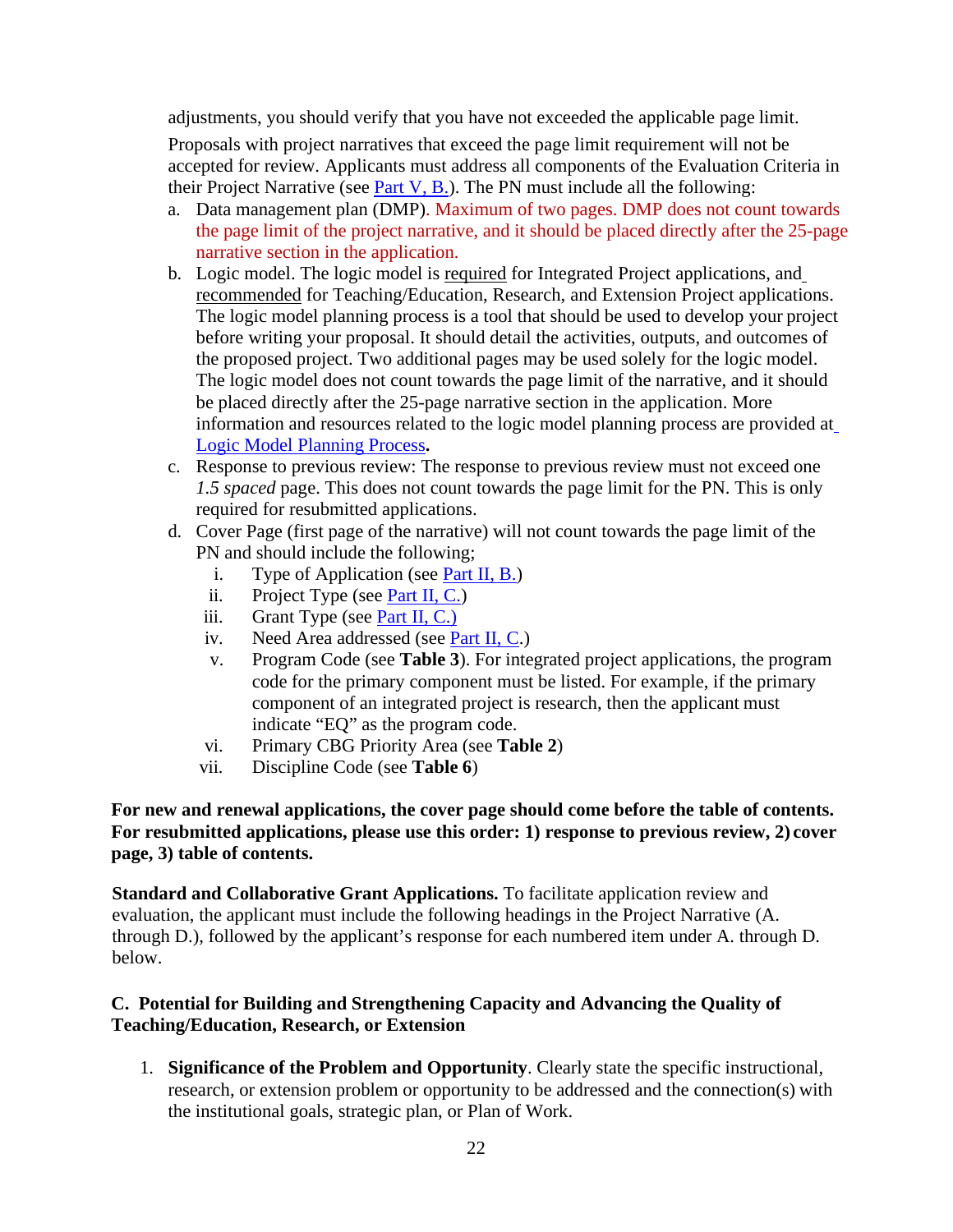adjustments, you should verify that you have not exceeded the applicable page limit.

Proposals with project narratives that exceed the page limit requirement will not be accepted for review. Applicants must address all components of the Evaluation Criteria in their Project Narrative (see [Part V, B.](#)). The PN must include all the following:

a. Data management plan (DMP). Maximum of two pages. DMP does not count towards the page limit of the project narrative, and it should be placed directly after the 25-page narrative section in the application.
b. Logic model. The logic model is required for Integrated Project applications, and recommended for Teaching/Education, Research, and Extension Project applications. The logic model planning process is a tool that should be used to develop your project before writing your proposal. It should detail the activities, outputs, and outcomes of the proposed project. Two additional pages may be used solely for the logic model. The logic model does not count towards the page limit of the narrative, and it should be placed directly after the 25-page narrative section in the application. More information and resources related to the logic model planning process are provided at [Logic Model Planning Process](#)**.**
c. Response to previous review: The response to previous review must not exceed one *1.5 spaced* page. This does not count towards the page limit for the PN. This is only required for resubmitted applications.
d. Cover Page (first page of the narrative) will not count towards the page limit of the PN and should include the following;
    i. Type of Application (see [Part II, B.](#))
    ii. Project Type (see [Part II, C.](#))
    iii. Grant Type (see [Part II, C.)](#)
    iv. Need Area addressed (see [Part II, C](#).)
    v. Program Code (see **Table 3**). For integrated project applications, the program code for the primary component must be listed. For example, if the primary component of an integrated project is research, then the applicant must indicate "EQ" as the program code.
    vi. Primary CBG Priority Area (see **Table 2**)
    vii. Discipline Code (see **Table 6**)

**For new and renewal applications, the cover page should come before the table of contents. For resubmitted applications, please use this order: 1) response to previous review, 2) cover page, 3) table of contents.**

**Standard and Collaborative Grant Applications.** To facilitate application review and evaluation, the applicant must include the following headings in the Project Narrative (A. through D.), followed by the applicant's response for each numbered item under A. through D. below.

**C. Potential for Building and Strengthening Capacity and Advancing the Quality of Teaching/Education, Research, or Extension**

1. **Significance of the Problem and Opportunity**. Clearly state the specific instructional, research, or extension problem or opportunity to be addressed and the connection(s) with the institutional goals, strategic plan, or Plan of Work.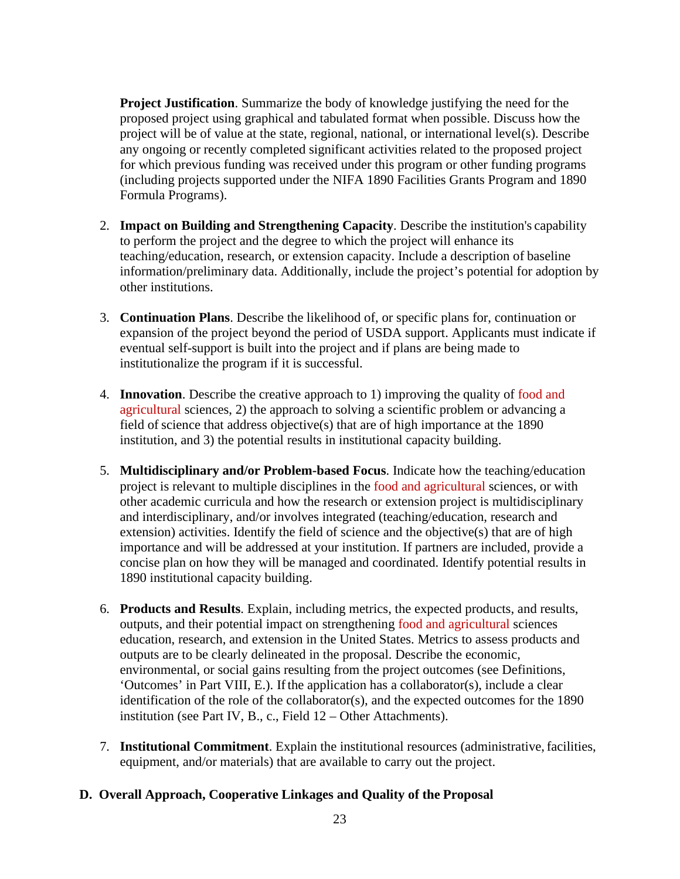**Project Justification**. Summarize the body of knowledge justifying the need for the proposed project using graphical and tabulated format when possible. Discuss how the project will be of value at the state, regional, national, or international level(s). Describe any ongoing or recently completed significant activities related to the proposed project for which previous funding was received under this program or other funding programs (including projects supported under the NIFA 1890 Facilities Grants Program and 1890 Formula Programs).

2. **Impact on Building and Strengthening Capacity**. Describe the institution's capability to perform the project and the degree to which the project will enhance its teaching/education, research, or extension capacity. Include a description of baseline information/preliminary data. Additionally, include the project's potential for adoption by other institutions.

3. **Continuation Plans**. Describe the likelihood of, or specific plans for, continuation or expansion of the project beyond the period of USDA support. Applicants must indicate if eventual self-support is built into the project and if plans are being made to institutionalize the program if it is successful.

4. **Innovation**. Describe the creative approach to 1) improving the quality of food and agricultural sciences, 2) the approach to solving a scientific problem or advancing a field of science that address objective(s) that are of high importance at the 1890 institution, and 3) the potential results in institutional capacity building.

5. **Multidisciplinary and/or Problem-based Focus**. Indicate how the teaching/education project is relevant to multiple disciplines in the food and agricultural sciences, or with other academic curricula and how the research or extension project is multidisciplinary and interdisciplinary, and/or involves integrated (teaching/education, research and extension) activities. Identify the field of science and the objective(s) that are of high importance and will be addressed at your institution. If partners are included, provide a concise plan on how they will be managed and coordinated. Identify potential results in 1890 institutional capacity building.

6. **Products and Results**. Explain, including metrics, the expected products, and results, outputs, and their potential impact on strengthening food and agricultural sciences education, research, and extension in the United States. Metrics to assess products and outputs are to be clearly delineated in the proposal. Describe the economic, environmental, or social gains resulting from the project outcomes (see Definitions, 'Outcomes' in Part VIII, E.). If the application has a collaborator(s), include a clear identification of the role of the collaborator(s), and the expected outcomes for the 1890 institution (see Part IV, B., c., Field 12 – Other Attachments).

7. **Institutional Commitment**. Explain the institutional resources (administrative, facilities, equipment, and/or materials) that are available to carry out the project.

## D. Overall Approach, Cooperative Linkages and Quality of the Proposal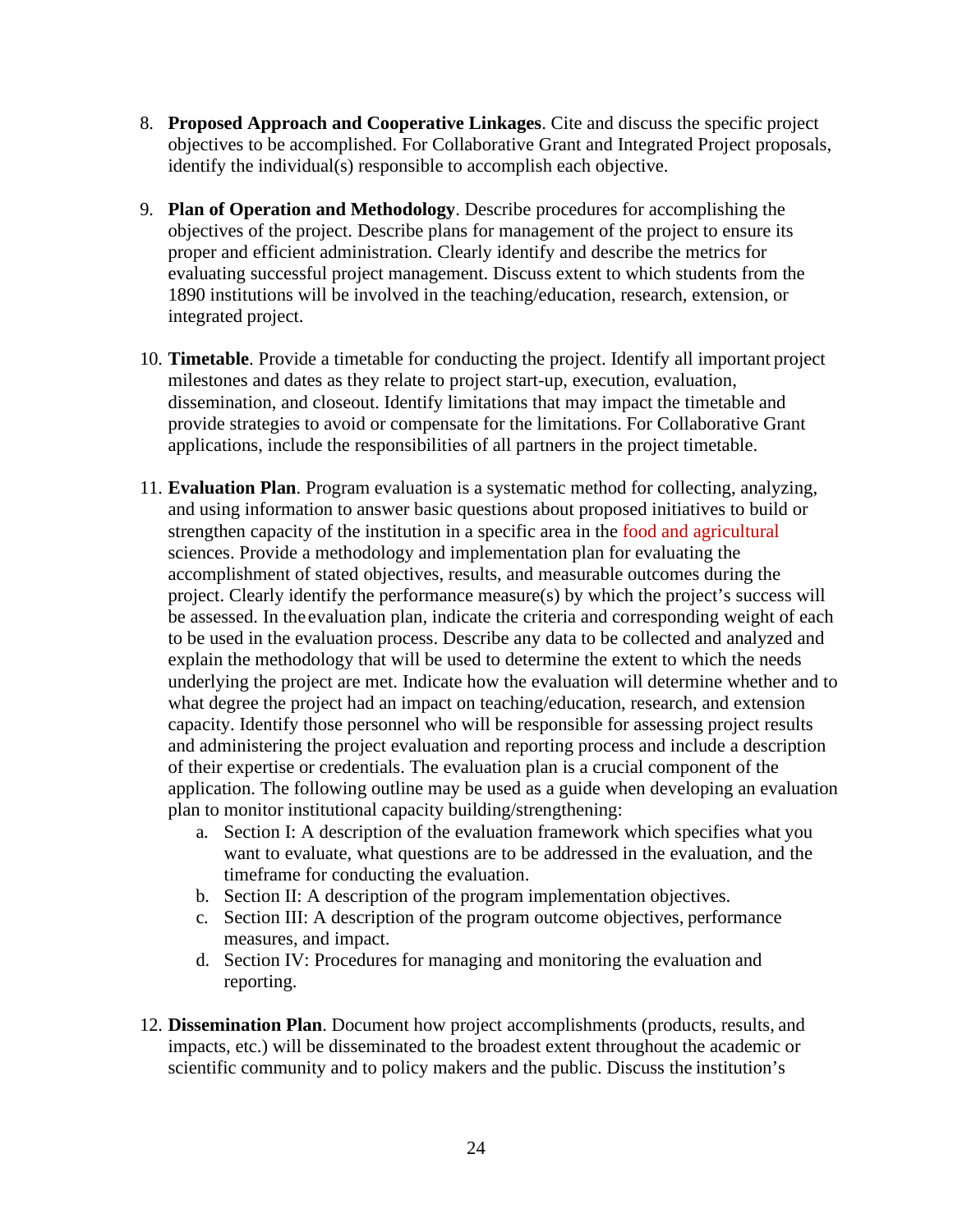8. **Proposed Approach and Cooperative Linkages**. Cite and discuss the specific project objectives to be accomplished. For Collaborative Grant and Integrated Project proposals, identify the individual(s) responsible to accomplish each objective.

9. **Plan of Operation and Methodology**. Describe procedures for accomplishing the objectives of the project. Describe plans for management of the project to ensure its proper and efficient administration. Clearly identify and describe the metrics for evaluating successful project management. Discuss extent to which students from the 1890 institutions will be involved in the teaching/education, research, extension, or integrated project.

10. **Timetable**. Provide a timetable for conducting the project. Identify all important project milestones and dates as they relate to project start-up, execution, evaluation, dissemination, and closeout. Identify limitations that may impact the timetable and provide strategies to avoid or compensate for the limitations. For Collaborative Grant applications, include the responsibilities of all partners in the project timetable.

11. **Evaluation Plan**. Program evaluation is a systematic method for collecting, analyzing, and using information to answer basic questions about proposed initiatives to build or strengthen capacity of the institution in a specific area in the food and agricultural sciences. Provide a methodology and implementation plan for evaluating the accomplishment of stated objectives, results, and measurable outcomes during the project. Clearly identify the performance measure(s) by which the project's success will be assessed. In the evaluation plan, indicate the criteria and corresponding weight of each to be used in the evaluation process. Describe any data to be collected and analyzed and explain the methodology that will be used to determine the extent to which the needs underlying the project are met. Indicate how the evaluation will determine whether and to what degree the project had an impact on teaching/education, research, and extension capacity. Identify those personnel who will be responsible for assessing project results and administering the project evaluation and reporting process and include a description of their expertise or credentials. The evaluation plan is a crucial component of the application. The following outline may be used as a guide when developing an evaluation plan to monitor institutional capacity building/strengthening:
    a. Section I: A description of the evaluation framework which specifies what you want to evaluate, what questions are to be addressed in the evaluation, and the timeframe for conducting the evaluation.
    b. Section II: A description of the program implementation objectives.
    c. Section III: A description of the program outcome objectives, performance measures, and impact.
    d. Section IV: Procedures for managing and monitoring the evaluation and reporting.

12. **Dissemination Plan**. Document how project accomplishments (products, results, and impacts, etc.) will be disseminated to the broadest extent throughout the academic or scientific community and to policy makers and the public. Discuss the institution's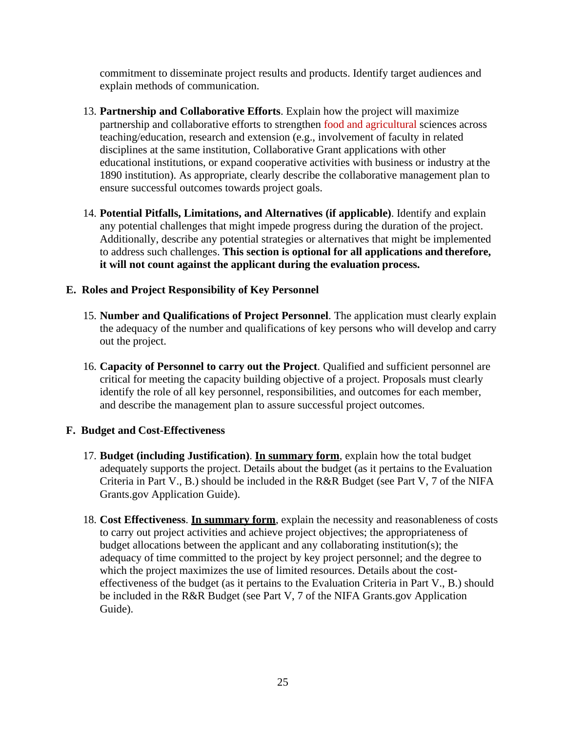commitment to disseminate project results and products. Identify target audiences and explain methods of communication.

13. **Partnership and Collaborative Efforts**. Explain how the project will maximize partnership and collaborative efforts to strengthen food and agricultural sciences across teaching/education, research and extension (e.g., involvement of faculty in related disciplines at the same institution, Collaborative Grant applications with other educational institutions, or expand cooperative activities with business or industry at the 1890 institution). As appropriate, clearly describe the collaborative management plan to ensure successful outcomes towards project goals.

14. **Potential Pitfalls, Limitations, and Alternatives (if applicable)**. Identify and explain any potential challenges that might impede progress during the duration of the project. Additionally, describe any potential strategies or alternatives that might be implemented to address such challenges. **This section is optional for all applications and therefore, it will not count against the applicant during the evaluation process.**

### E. Roles and Project Responsibility of Key Personnel

15. **Number and Qualifications of Project Personnel**. The application must clearly explain the adequacy of the number and qualifications of key persons who will develop and carry out the project.

16. **Capacity of Personnel to carry out the Project**. Qualified and sufficient personnel are critical for meeting the capacity building objective of a project. Proposals must clearly identify the role of all key personnel, responsibilities, and outcomes for each member, and describe the management plan to assure successful project outcomes.

### F. Budget and Cost-Effectiveness

17. **Budget (including Justification)**. **<u>In summary form</u>**, explain how the total budget adequately supports the project. Details about the budget (as it pertains to the Evaluation Criteria in Part V., B.) should be included in the R&R Budget (see Part V, 7 of the NIFA Grants.gov Application Guide).

18. **Cost Effectiveness**. **<u>In summary form</u>**, explain the necessity and reasonableness of costs to carry out project activities and achieve project objectives; the appropriateness of budget allocations between the applicant and any collaborating institution(s); the adequacy of time committed to the project by key project personnel; and the degree to which the project maximizes the use of limited resources. Details about the cost-effectiveness of the budget (as it pertains to the Evaluation Criteria in Part V., B.) should be included in the R&R Budget (see Part V, 7 of the NIFA Grants.gov Application Guide).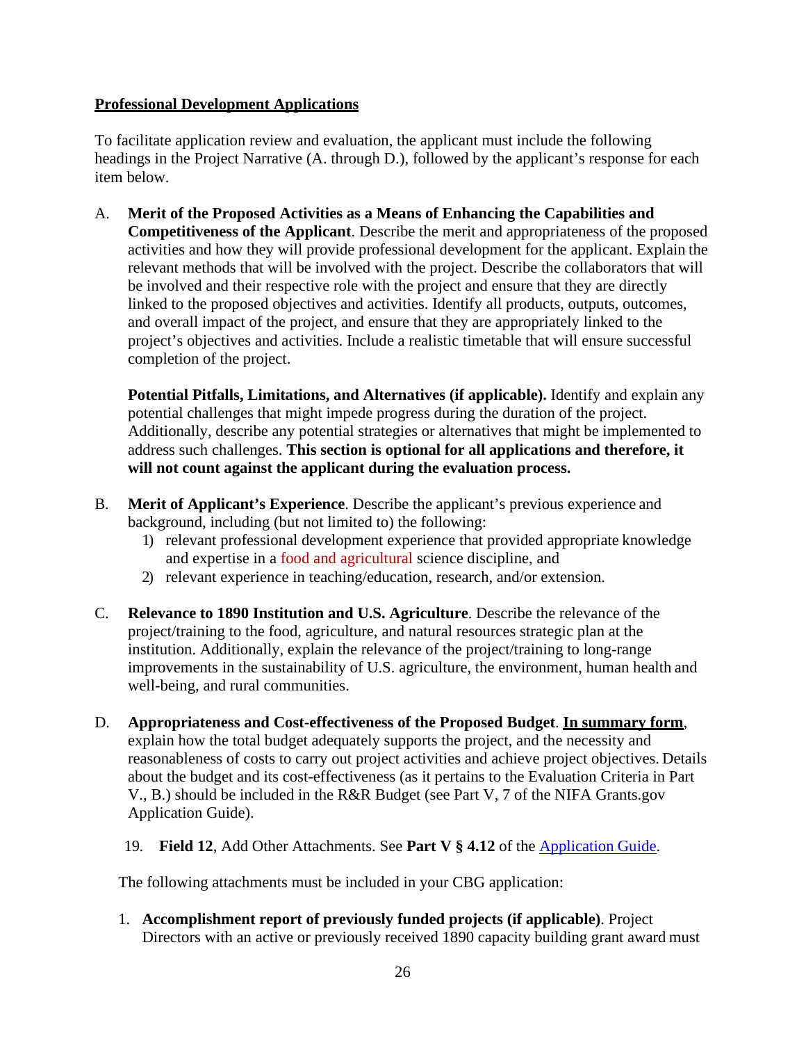**<u>Professional Development Applications</u>**

To facilitate application review and evaluation, the applicant must include the following headings in the Project Narrative (A. through D.), followed by the applicant's response for each item below.

A. **Merit of the Proposed Activities as a Means of Enhancing the Capabilities and Competitiveness of the Applicant**. Describe the merit and appropriateness of the proposed activities and how they will provide professional development for the applicant. Explain the relevant methods that will be involved with the project. Describe the collaborators that will be involved and their respective role with the project and ensure that they are directly linked to the proposed objectives and activities. Identify all products, outputs, outcomes, and overall impact of the project, and ensure that they are appropriately linked to the project's objectives and activities. Include a realistic timetable that will ensure successful completion of the project.

   **Potential Pitfalls, Limitations, and Alternatives (if applicable).** Identify and explain any potential challenges that might impede progress during the duration of the project. Additionally, describe any potential strategies or alternatives that might be implemented to address such challenges. **This section is optional for all applications and therefore, it will not count against the applicant during the evaluation process.**

B. **Merit of Applicant's Experience**. Describe the applicant's previous experience and background, including (but not limited to) the following:
   1) relevant professional development experience that provided appropriate knowledge and expertise in a food and agricultural science discipline, and
   2) relevant experience in teaching/education, research, and/or extension.

C. **Relevance to 1890 Institution and U.S. Agriculture**. Describe the relevance of the project/training to the food, agriculture, and natural resources strategic plan at the institution. Additionally, explain the relevance of the project/training to long-range improvements in the sustainability of U.S. agriculture, the environment, human health and well-being, and rural communities.

D. **Appropriateness and Cost-effectiveness of the Proposed Budget**. **<u>In summary form</u>**, explain how the total budget adequately supports the project, and the necessity and reasonableness of costs to carry out project activities and achieve project objectives. Details about the budget and its cost-effectiveness (as it pertains to the Evaluation Criteria in Part V., B.) should be included in the R&R Budget (see Part V, 7 of the NIFA Grants.gov Application Guide).

19. **Field 12**, Add Other Attachments. See **Part V § 4.12** of the Application Guide.

The following attachments must be included in your CBG application:

1. **Accomplishment report of previously funded projects (if applicable)**. Project Directors with an active or previously received 1890 capacity building grant award must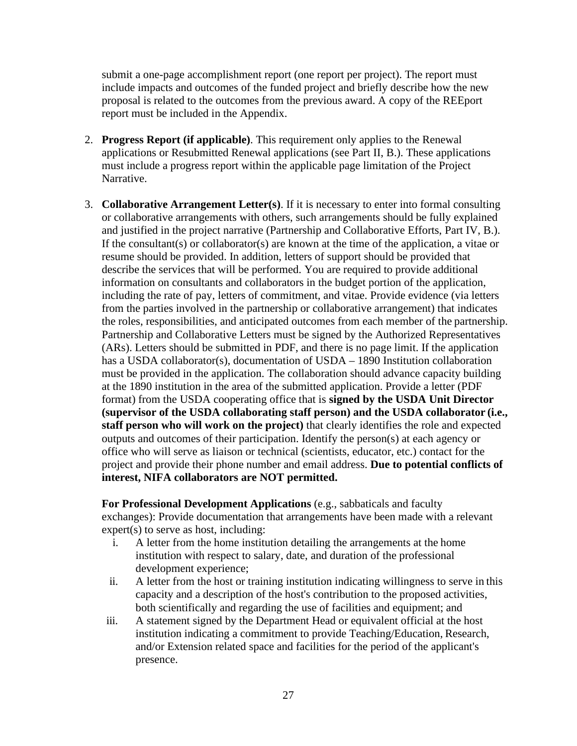submit a one-page accomplishment report (one report per project). The report must include impacts and outcomes of the funded project and briefly describe how the new proposal is related to the outcomes from the previous award. A copy of the REEport report must be included in the Appendix.

2. **Progress Report (if applicable)**. This requirement only applies to the Renewal applications or Resubmitted Renewal applications (see Part II, B.). These applications must include a progress report within the applicable page limitation of the Project Narrative.

3. **Collaborative Arrangement Letter(s)**. If it is necessary to enter into formal consulting or collaborative arrangements with others, such arrangements should be fully explained and justified in the project narrative (Partnership and Collaborative Efforts, Part IV, B.). If the consultant(s) or collaborator(s) are known at the time of the application, a vitae or resume should be provided. In addition, letters of support should be provided that describe the services that will be performed. You are required to provide additional information on consultants and collaborators in the budget portion of the application, including the rate of pay, letters of commitment, and vitae. Provide evidence (via letters from the parties involved in the partnership or collaborative arrangement) that indicates the roles, responsibilities, and anticipated outcomes from each member of the partnership. Partnership and Collaborative Letters must be signed by the Authorized Representatives (ARs). Letters should be submitted in PDF, and there is no page limit. If the application has a USDA collaborator(s), documentation of USDA – 1890 Institution collaboration must be provided in the application. The collaboration should advance capacity building at the 1890 institution in the area of the submitted application. Provide a letter (PDF format) from the USDA cooperating office that is **signed by the USDA Unit Director (supervisor of the USDA collaborating staff person) and the USDA collaborator (i.e., staff person who will work on the project)** that clearly identifies the role and expected outputs and outcomes of their participation. Identify the person(s) at each agency or office who will serve as liaison or technical (scientists, educator, etc.) contact for the project and provide their phone number and email address. **Due to potential conflicts of interest, NIFA collaborators are NOT permitted.**

   **For Professional Development Applications** (e.g., sabbaticals and faculty exchanges): Provide documentation that arrangements have been made with a relevant expert(s) to serve as host, including:

   i. A letter from the home institution detailing the arrangements at the home institution with respect to salary, date, and duration of the professional development experience;
   ii. A letter from the host or training institution indicating willingness to serve in this capacity and a description of the host's contribution to the proposed activities, both scientifically and regarding the use of facilities and equipment; and
   iii. A statement signed by the Department Head or equivalent official at the host institution indicating a commitment to provide Teaching/Education, Research, and/or Extension related space and facilities for the period of the applicant's presence.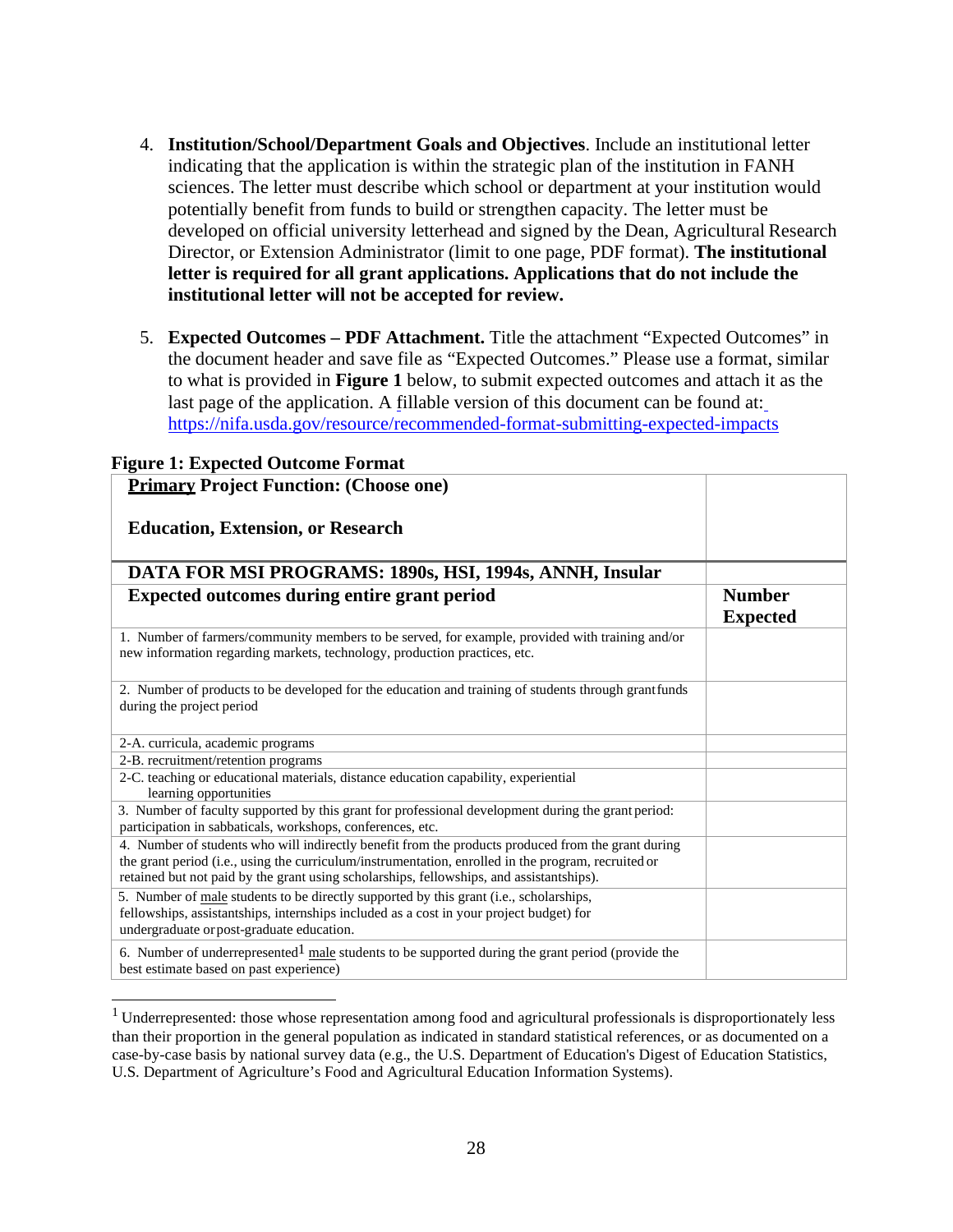4. **Institution/School/Department Goals and Objectives**. Include an institutional letter indicating that the application is within the strategic plan of the institution in FANH sciences. The letter must describe which school or department at your institution would potentially benefit from funds to build or strengthen capacity. The letter must be developed on official university letterhead and signed by the Dean, Agricultural Research Director, or Extension Administrator (limit to one page, PDF format). **The institutional letter is required for all grant applications. Applications that do not include the institutional letter will not be accepted for review.**

5. **Expected Outcomes – PDF Attachment.** Title the attachment "Expected Outcomes" in the document header and save file as "Expected Outcomes." Please use a format, similar to what is provided in **Figure 1** below, to submit expected outcomes and attach it as the last page of the application. A fillable version of this document can be found at: https://nifa.usda.gov/resource/recommended-format-submitting-expected-impacts

**Figure 1: Expected Outcome Format**

| **Primary Project Function: (Choose one)**<br><br>**Education, Extension, or Research** | |
|---|---|
| **DATA FOR MSI PROGRAMS: 1890s, HSI, 1994s, ANNH, Insular** | |
| **Expected outcomes during entire grant period** | **Number Expected** |
| 1. Number of farmers/community members to be served, for example, provided with training and/or new information regarding markets, technology, production practices, etc. | |
| 2. Number of products to be developed for the education and training of students through grant funds during the project period | |
| 2-A. curricula, academic programs | |
| 2-B. recruitment/retention programs | |
| 2-C. teaching or educational materials, distance education capability, experiential learning opportunities | |
| 3. Number of faculty supported by this grant for professional development during the grant period: participation in sabbaticals, workshops, conferences, etc. | |
| 4. Number of students who will indirectly benefit from the products produced from the grant during the grant period (i.e., using the curriculum/instrumentation, enrolled in the program, recruited or retained but not paid by the grant using scholarships, fellowships, and assistantships). | |
| 5. Number of male students to be directly supported by this grant (i.e., scholarships, fellowships, assistantships, internships included as a cost in your project budget) for undergraduate or post-graduate education. | |
| 6. Number of underrepresented[1] male students to be supported during the grant period (provide the best estimate based on past experience) | |

[1] Underrepresented: those whose representation among food and agricultural professionals is disproportionately less than their proportion in the general population as indicated in standard statistical references, or as documented on a case-by-case basis by national survey data (e.g., the U.S. Department of Education's Digest of Education Statistics, U.S. Department of Agriculture's Food and Agricultural Education Information Systems).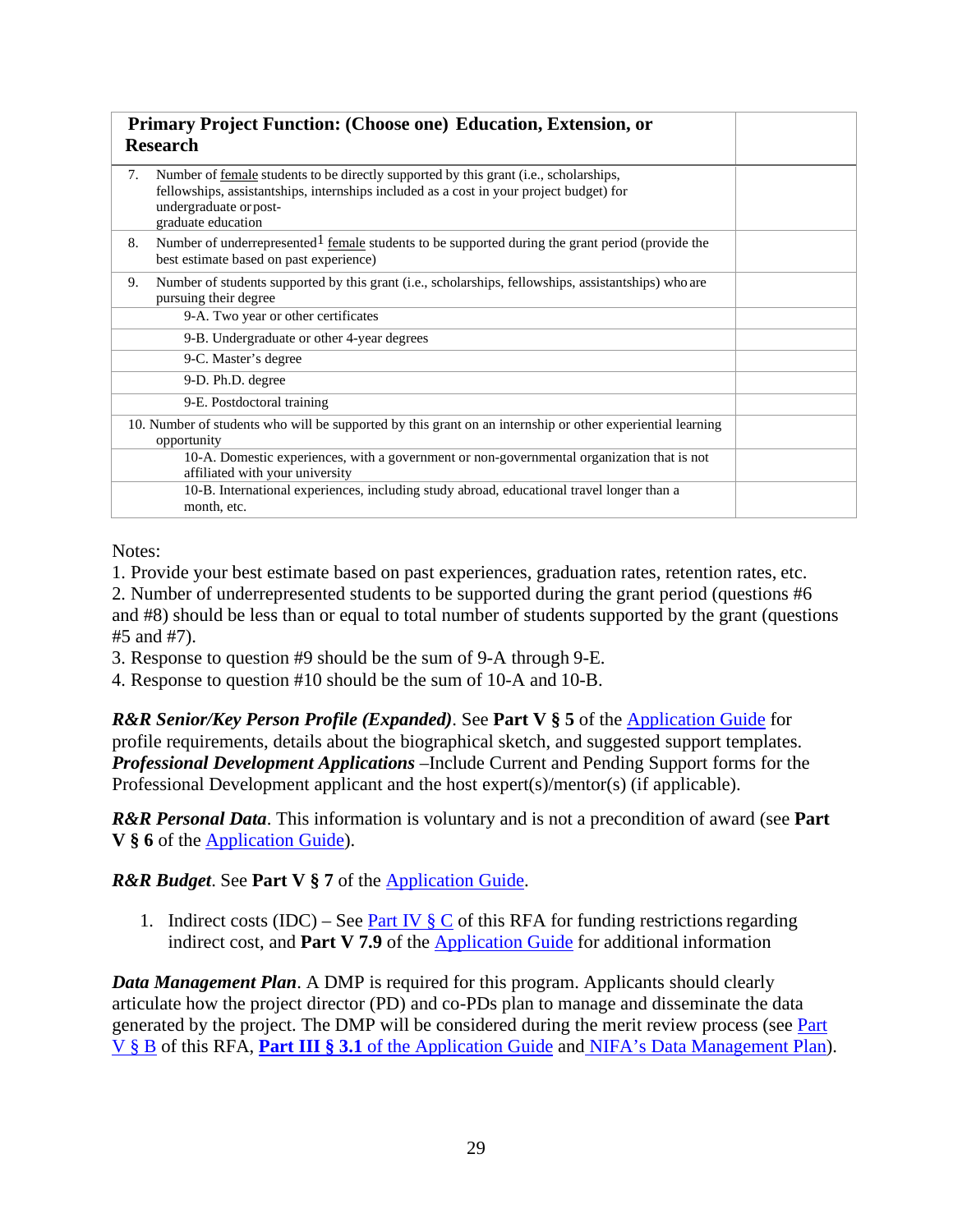| **Primary Project Function: (Choose one) Education, Extension, or Research** | |
|---|---|
| 7. Number of female students to be directly supported by this grant (i.e., scholarships, fellowships, assistantships, internships included as a cost in your project budget) for undergraduate or post-graduate education | |
| 8. Number of underrepresented[1] female students to be supported during the grant period (provide the best estimate based on past experience) | |
| 9. Number of students supported by this grant (i.e., scholarships, fellowships, assistantships) who are pursuing their degree | |
| 9-A. Two year or other certificates | |
| 9-B. Undergraduate or other 4-year degrees | |
| 9-C. Master's degree | |
| 9-D. Ph.D. degree | |
| 9-E. Postdoctoral training | |
| 10. Number of students who will be supported by this grant on an internship or other experiential learning opportunity | |
| 10-A. Domestic experiences, with a government or non-governmental organization that is not affiliated with your university | |
| 10-B. International experiences, including study abroad, educational travel longer than a month, etc. | |

Notes:
1. Provide your best estimate based on past experiences, graduation rates, retention rates, etc.
2. Number of underrepresented students to be supported during the grant period (questions #6 and #8) should be less than or equal to total number of students supported by the grant (questions #5 and #7).
3. Response to question #9 should be the sum of 9-A through 9-E.
4. Response to question #10 should be the sum of 10-A and 10-B.

***R&R Senior/Key Person Profile (Expanded)***. See **Part V § 5** of the Application Guide for profile requirements, details about the biographical sketch, and suggested support templates. ***Professional Development Applications*** –Include Current and Pending Support forms for the Professional Development applicant and the host expert(s)/mentor(s) (if applicable).

***R&R Personal Data***. This information is voluntary and is not a precondition of award (see **Part V § 6** of the Application Guide).

***R&R Budget***. See **Part V § 7** of the Application Guide.

1. Indirect costs (IDC) – See Part IV § C of this RFA for funding restrictions regarding indirect cost, and **Part V 7.9** of the Application Guide for additional information

***Data Management Plan***. A DMP is required for this program. Applicants should clearly articulate how the project director (PD) and co-PDs plan to manage and disseminate the data generated by the project. The DMP will be considered during the merit review process (see Part V § B of this RFA, **Part III § 3.1 of the Application Guide** and NIFA's Data Management Plan).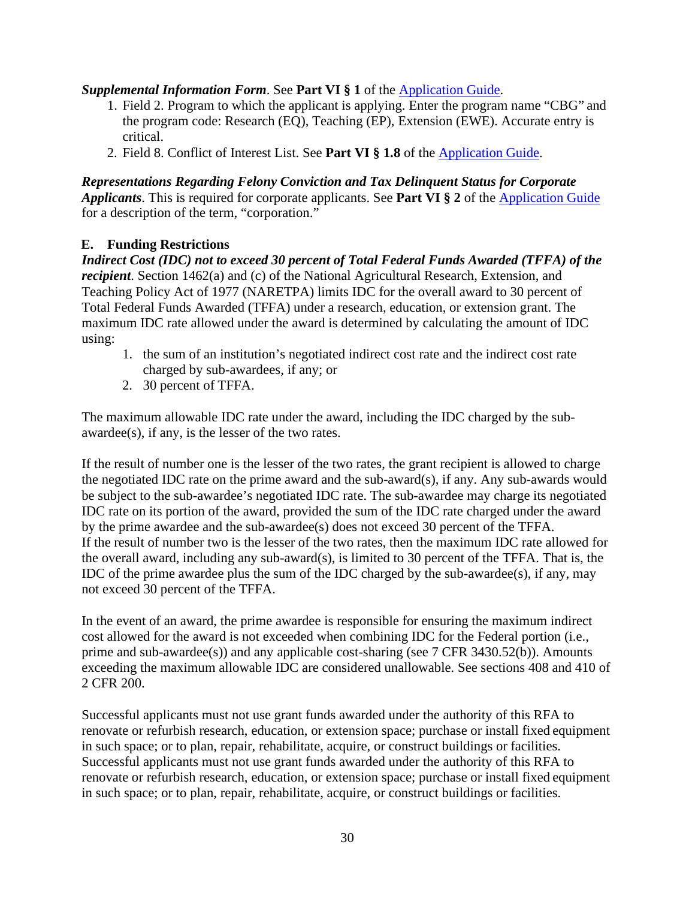***Supplemental Information Form***. See **Part VI § 1** of the [Application Guide](Application Guide).

1. Field 2. Program to which the applicant is applying. Enter the program name "CBG" and the program code: Research (EQ), Teaching (EP), Extension (EWE). Accurate entry is critical.
2. Field 8. Conflict of Interest List. See **Part VI § 1.8** of the [Application Guide](Application Guide).

***Representations Regarding Felony Conviction and Tax Delinquent Status for Corporate Applicants***. This is required for corporate applicants. See **Part VI § 2** of the [Application Guide](Application Guide) for a description of the term, "corporation."

### E. Funding Restrictions

***Indirect Cost (IDC) not to exceed 30 percent of Total Federal Funds Awarded (TFFA) of the recipient***. Section 1462(a) and (c) of the National Agricultural Research, Extension, and Teaching Policy Act of 1977 (NARETPA) limits IDC for the overall award to 30 percent of Total Federal Funds Awarded (TFFA) under a research, education, or extension grant. The maximum IDC rate allowed under the award is determined by calculating the amount of IDC using:

1. the sum of an institution's negotiated indirect cost rate and the indirect cost rate charged by sub-awardees, if any; or
2. 30 percent of TFFA.

The maximum allowable IDC rate under the award, including the IDC charged by the sub-awardee(s), if any, is the lesser of the two rates.

If the result of number one is the lesser of the two rates, the grant recipient is allowed to charge the negotiated IDC rate on the prime award and the sub-award(s), if any. Any sub-awards would be subject to the sub-awardee's negotiated IDC rate. The sub-awardee may charge its negotiated IDC rate on its portion of the award, provided the sum of the IDC rate charged under the award by the prime awardee and the sub-awardee(s) does not exceed 30 percent of the TFFA.
If the result of number two is the lesser of the two rates, then the maximum IDC rate allowed for the overall award, including any sub-award(s), is limited to 30 percent of the TFFA. That is, the IDC of the prime awardee plus the sum of the IDC charged by the sub-awardee(s), if any, may not exceed 30 percent of the TFFA.

In the event of an award, the prime awardee is responsible for ensuring the maximum indirect cost allowed for the award is not exceeded when combining IDC for the Federal portion (i.e., prime and sub-awardee(s)) and any applicable cost-sharing (see 7 CFR 3430.52(b)). Amounts exceeding the maximum allowable IDC are considered unallowable. See sections 408 and 410 of 2 CFR 200.

Successful applicants must not use grant funds awarded under the authority of this RFA to renovate or refurbish research, education, or extension space; purchase or install fixed equipment in such space; or to plan, repair, rehabilitate, acquire, or construct buildings or facilities. Successful applicants must not use grant funds awarded under the authority of this RFA to renovate or refurbish research, education, or extension space; purchase or install fixed equipment in such space; or to plan, repair, rehabilitate, acquire, or construct buildings or facilities.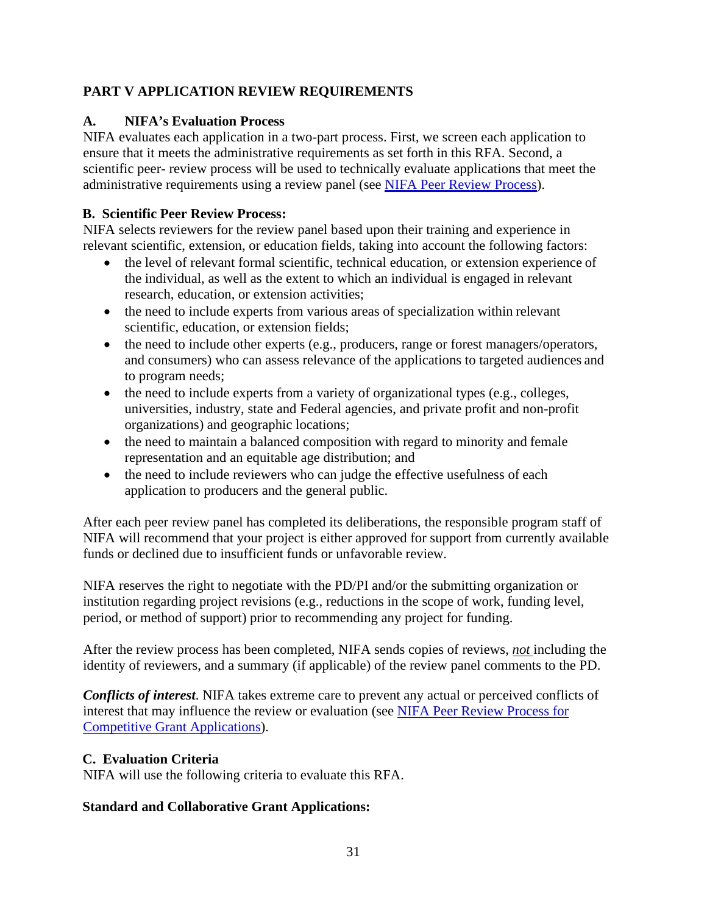## PART V APPLICATION REVIEW REQUIREMENTS

### A. NIFA's Evaluation Process

NIFA evaluates each application in a two-part process. First, we screen each application to ensure that it meets the administrative requirements as set forth in this RFA. Second, a scientific peer- review process will be used to technically evaluate applications that meet the administrative requirements using a review panel (see [NIFA Peer Review Process](#)).

### B. Scientific Peer Review Process:

NIFA selects reviewers for the review panel based upon their training and experience in relevant scientific, extension, or education fields, taking into account the following factors:

- the level of relevant formal scientific, technical education, or extension experience of the individual, as well as the extent to which an individual is engaged in relevant research, education, or extension activities;
- the need to include experts from various areas of specialization within relevant scientific, education, or extension fields;
- the need to include other experts (e.g., producers, range or forest managers/operators, and consumers) who can assess relevance of the applications to targeted audiences and to program needs;
- the need to include experts from a variety of organizational types (e.g., colleges, universities, industry, state and Federal agencies, and private profit and non-profit organizations) and geographic locations;
- the need to maintain a balanced composition with regard to minority and female representation and an equitable age distribution; and
- the need to include reviewers who can judge the effective usefulness of each application to producers and the general public.

After each peer review panel has completed its deliberations, the responsible program staff of NIFA will recommend that your project is either approved for support from currently available funds or declined due to insufficient funds or unfavorable review.

NIFA reserves the right to negotiate with the PD/PI and/or the submitting organization or institution regarding project revisions (e.g., reductions in the scope of work, funding level, period, or method of support) prior to recommending any project for funding.

After the review process has been completed, NIFA sends copies of reviews, ***not*** including the identity of reviewers, and a summary (if applicable) of the review panel comments to the PD.

***Conflicts of interest***. NIFA takes extreme care to prevent any actual or perceived conflicts of interest that may influence the review or evaluation (see [NIFA Peer Review Process for Competitive Grant Applications](#)).

### C. Evaluation Criteria

NIFA will use the following criteria to evaluate this RFA.

**Standard and Collaborative Grant Applications:**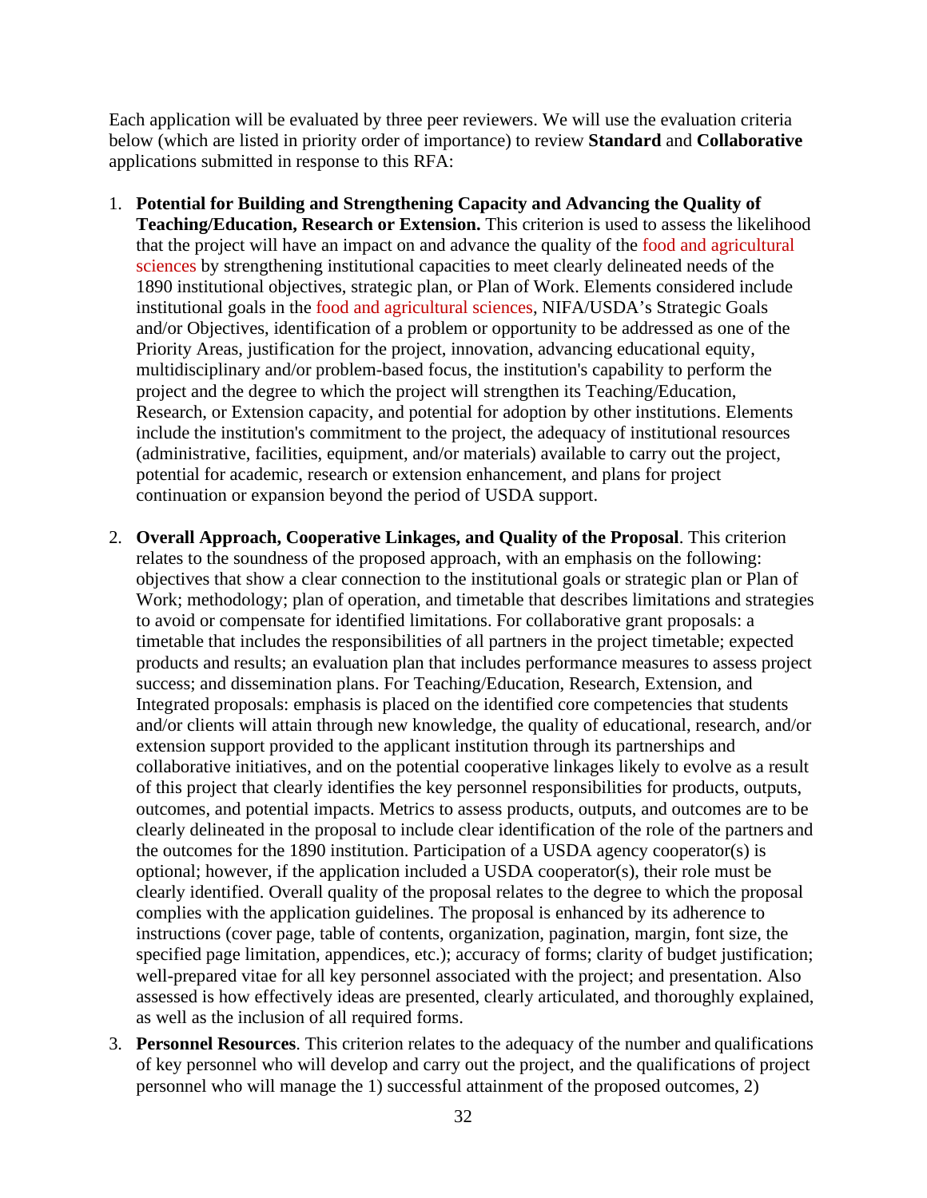Each application will be evaluated by three peer reviewers. We will use the evaluation criteria below (which are listed in priority order of importance) to review **Standard** and **Collaborative** applications submitted in response to this RFA:

1. **Potential for Building and Strengthening Capacity and Advancing the Quality of Teaching/Education, Research or Extension.** This criterion is used to assess the likelihood that the project will have an impact on and advance the quality of the food and agricultural sciences by strengthening institutional capacities to meet clearly delineated needs of the 1890 institutional objectives, strategic plan, or Plan of Work. Elements considered include institutional goals in the food and agricultural sciences, NIFA/USDA's Strategic Goals and/or Objectives, identification of a problem or opportunity to be addressed as one of the Priority Areas, justification for the project, innovation, advancing educational equity, multidisciplinary and/or problem-based focus, the institution's capability to perform the project and the degree to which the project will strengthen its Teaching/Education, Research, or Extension capacity, and potential for adoption by other institutions. Elements include the institution's commitment to the project, the adequacy of institutional resources (administrative, facilities, equipment, and/or materials) available to carry out the project, potential for academic, research or extension enhancement, and plans for project continuation or expansion beyond the period of USDA support.

2. **Overall Approach, Cooperative Linkages, and Quality of the Proposal**. This criterion relates to the soundness of the proposed approach, with an emphasis on the following: objectives that show a clear connection to the institutional goals or strategic plan or Plan of Work; methodology; plan of operation, and timetable that describes limitations and strategies to avoid or compensate for identified limitations. For collaborative grant proposals: a timetable that includes the responsibilities of all partners in the project timetable; expected products and results; an evaluation plan that includes performance measures to assess project success; and dissemination plans. For Teaching/Education, Research, Extension, and Integrated proposals: emphasis is placed on the identified core competencies that students and/or clients will attain through new knowledge, the quality of educational, research, and/or extension support provided to the applicant institution through its partnerships and collaborative initiatives, and on the potential cooperative linkages likely to evolve as a result of this project that clearly identifies the key personnel responsibilities for products, outputs, outcomes, and potential impacts. Metrics to assess products, outputs, and outcomes are to be clearly delineated in the proposal to include clear identification of the role of the partners and the outcomes for the 1890 institution. Participation of a USDA agency cooperator(s) is optional; however, if the application included a USDA cooperator(s), their role must be clearly identified. Overall quality of the proposal relates to the degree to which the proposal complies with the application guidelines. The proposal is enhanced by its adherence to instructions (cover page, table of contents, organization, pagination, margin, font size, the specified page limitation, appendices, etc.); accuracy of forms; clarity of budget justification; well-prepared vitae for all key personnel associated with the project; and presentation. Also assessed is how effectively ideas are presented, clearly articulated, and thoroughly explained, as well as the inclusion of all required forms.

3. **Personnel Resources**. This criterion relates to the adequacy of the number and qualifications of key personnel who will develop and carry out the project, and the qualifications of project personnel who will manage the 1) successful attainment of the proposed outcomes, 2)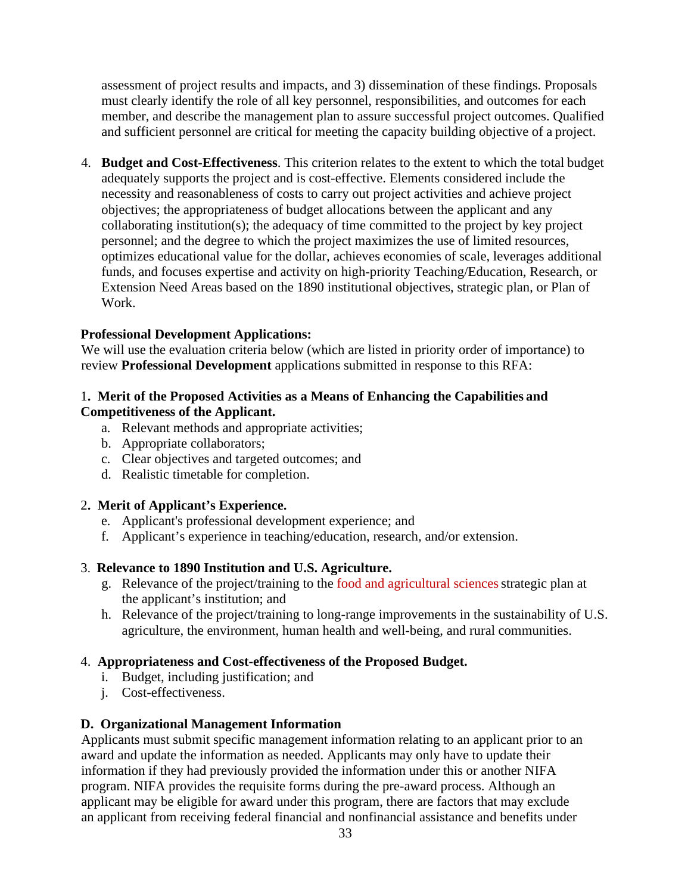assessment of project results and impacts, and 3) dissemination of these findings. Proposals must clearly identify the role of all key personnel, responsibilities, and outcomes for each member, and describe the management plan to assure successful project outcomes. Qualified and sufficient personnel are critical for meeting the capacity building objective of a project.

4. **Budget and Cost-Effectiveness**. This criterion relates to the extent to which the total budget adequately supports the project and is cost-effective. Elements considered include the necessity and reasonableness of costs to carry out project activities and achieve project objectives; the appropriateness of budget allocations between the applicant and any collaborating institution(s); the adequacy of time committed to the project by key project personnel; and the degree to which the project maximizes the use of limited resources, optimizes educational value for the dollar, achieves economies of scale, leverages additional funds, and focuses expertise and activity on high-priority Teaching/Education, Research, or Extension Need Areas based on the 1890 institutional objectives, strategic plan, or Plan of Work.

**Professional Development Applications:**

We will use the evaluation criteria below (which are listed in priority order of importance) to review **Professional Development** applications submitted in response to this RFA:

1**. Merit of the Proposed Activities as a Means of Enhancing the Capabilities and Competitiveness of the Applicant.**

a. Relevant methods and appropriate activities;
b. Appropriate collaborators;
c. Clear objectives and targeted outcomes; and
d. Realistic timetable for completion.

2**. Merit of Applicant's Experience.**

e. Applicant's professional development experience; and
f. Applicant's experience in teaching/education, research, and/or extension.

3. **Relevance to 1890 Institution and U.S. Agriculture.**

g. Relevance of the project/training to the food and agricultural sciences strategic plan at the applicant's institution; and
h. Relevance of the project/training to long-range improvements in the sustainability of U.S. agriculture, the environment, human health and well-being, and rural communities.

4. **Appropriateness and Cost-effectiveness of the Proposed Budget.**

i. Budget, including justification; and
j. Cost-effectiveness.

**D. Organizational Management Information**

Applicants must submit specific management information relating to an applicant prior to an award and update the information as needed. Applicants may only have to update their information if they had previously provided the information under this or another NIFA program. NIFA provides the requisite forms during the pre-award process. Although an applicant may be eligible for award under this program, there are factors that may exclude an applicant from receiving federal financial and nonfinancial assistance and benefits under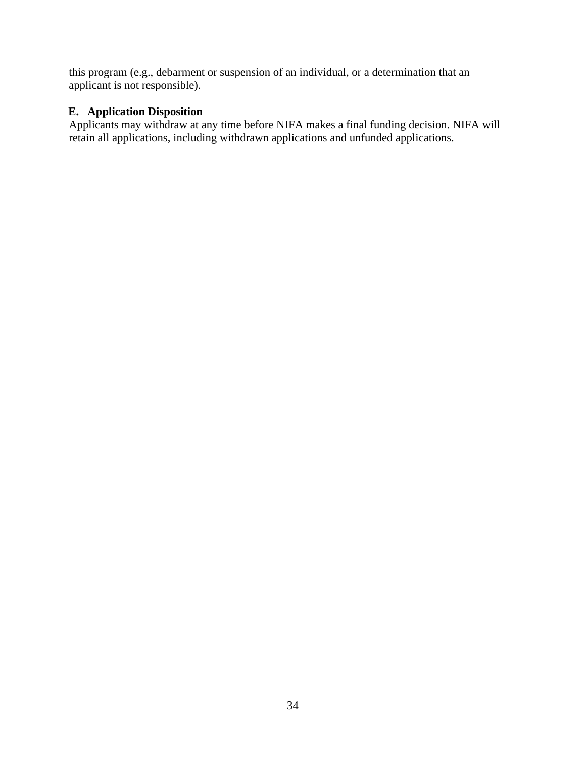this program (e.g., debarment or suspension of an individual, or a determination that an applicant is not responsible).

### E. Application Disposition

Applicants may withdraw at any time before NIFA makes a final funding decision. NIFA will retain all applications, including withdrawn applications and unfunded applications.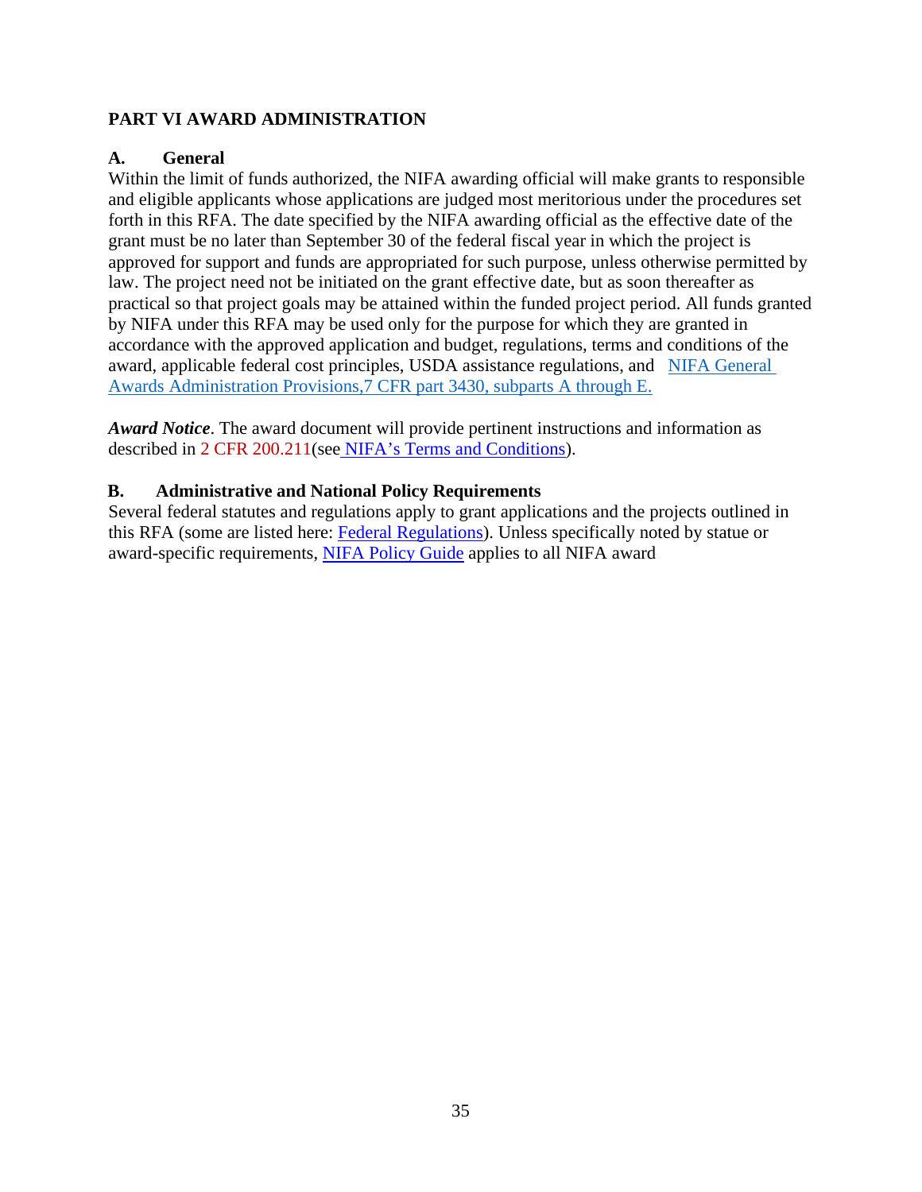## PART VI AWARD ADMINISTRATION

### A. General

Within the limit of funds authorized, the NIFA awarding official will make grants to responsible and eligible applicants whose applications are judged most meritorious under the procedures set forth in this RFA. The date specified by the NIFA awarding official as the effective date of the grant must be no later than September 30 of the federal fiscal year in which the project is approved for support and funds are appropriated for such purpose, unless otherwise permitted by law. The project need not be initiated on the grant effective date, but as soon thereafter as practical so that project goals may be attained within the funded project period. All funds granted by NIFA under this RFA may be used only for the purpose for which they are granted in accordance with the approved application and budget, regulations, terms and conditions of the award, applicable federal cost principles, USDA assistance regulations, and NIFA General Awards Administration Provisions,7 CFR part 3430, subparts A through E.

***Award Notice***. The award document will provide pertinent instructions and information as described in 2 CFR 200.211(see NIFA's Terms and Conditions).

### B. Administrative and National Policy Requirements

Several federal statutes and regulations apply to grant applications and the projects outlined in this RFA (some are listed here: Federal Regulations). Unless specifically noted by statue or award-specific requirements, NIFA Policy Guide applies to all NIFA award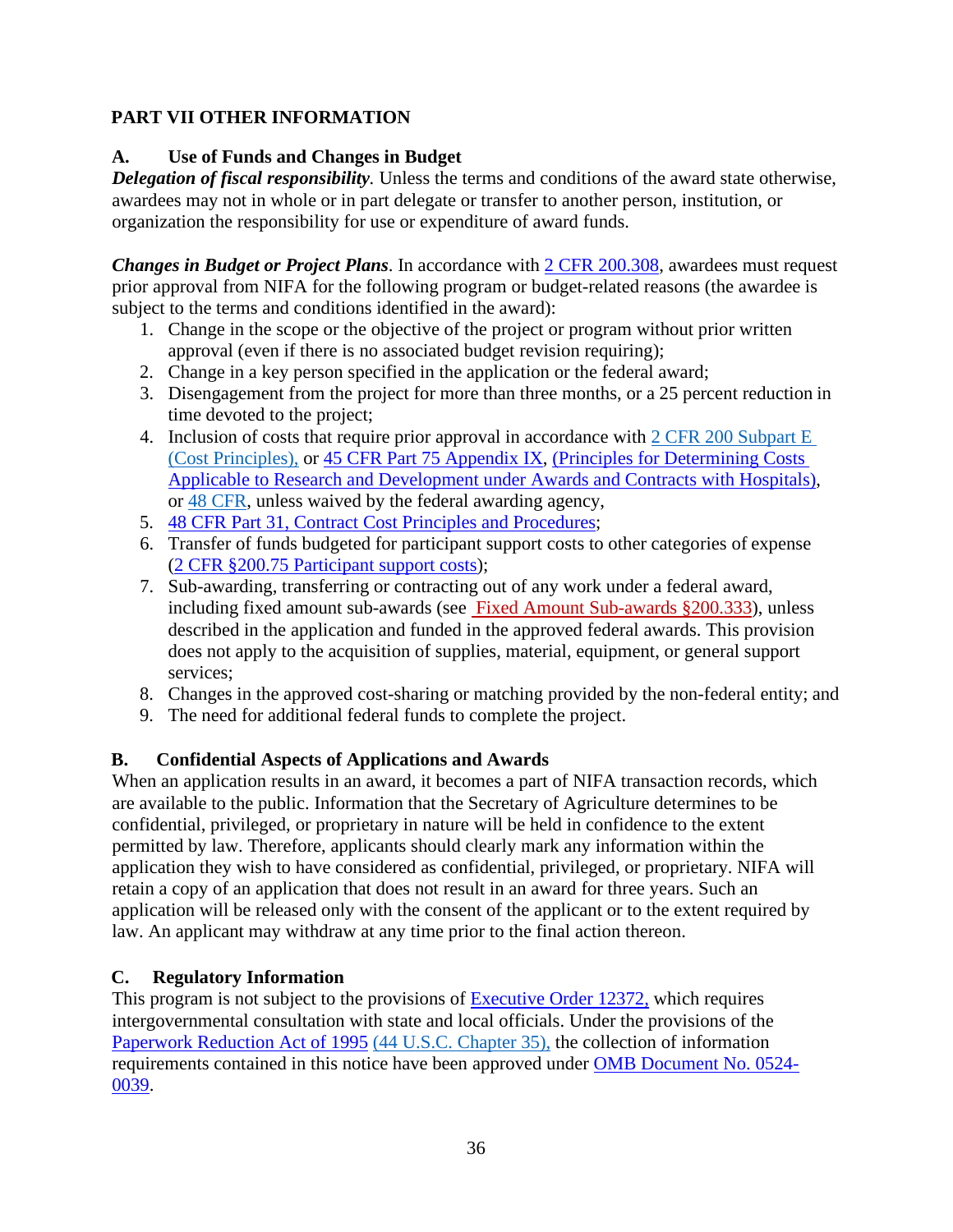## PART VII OTHER INFORMATION

### A. Use of Funds and Changes in Budget

***Delegation of fiscal responsibility***. Unless the terms and conditions of the award state otherwise, awardees may not in whole or in part delegate or transfer to another person, institution, or organization the responsibility for use or expenditure of award funds.

***Changes in Budget or Project Plans***. In accordance with 2 CFR 200.308, awardees must request prior approval from NIFA for the following program or budget-related reasons (the awardee is subject to the terms and conditions identified in the award):

1. Change in the scope or the objective of the project or program without prior written approval (even if there is no associated budget revision requiring);
2. Change in a key person specified in the application or the federal award;
3. Disengagement from the project for more than three months, or a 25 percent reduction in time devoted to the project;
4. Inclusion of costs that require prior approval in accordance with 2 CFR 200 Subpart E (Cost Principles), or 45 CFR Part 75 Appendix IX, (Principles for Determining Costs Applicable to Research and Development under Awards and Contracts with Hospitals), or 48 CFR, unless waived by the federal awarding agency,
5. 48 CFR Part 31, Contract Cost Principles and Procedures;
6. Transfer of funds budgeted for participant support costs to other categories of expense (2 CFR §200.75 Participant support costs);
7. Sub-awarding, transferring or contracting out of any work under a federal award, including fixed amount sub-awards (see Fixed Amount Sub-awards §200.333), unless described in the application and funded in the approved federal awards. This provision does not apply to the acquisition of supplies, material, equipment, or general support services;
8. Changes in the approved cost-sharing or matching provided by the non-federal entity; and
9. The need for additional federal funds to complete the project.

### B. Confidential Aspects of Applications and Awards

When an application results in an award, it becomes a part of NIFA transaction records, which are available to the public. Information that the Secretary of Agriculture determines to be confidential, privileged, or proprietary in nature will be held in confidence to the extent permitted by law. Therefore, applicants should clearly mark any information within the application they wish to have considered as confidential, privileged, or proprietary. NIFA will retain a copy of an application that does not result in an award for three years. Such an application will be released only with the consent of the applicant or to the extent required by law. An applicant may withdraw at any time prior to the final action thereon.

### C. Regulatory Information

This program is not subject to the provisions of Executive Order 12372, which requires intergovernmental consultation with state and local officials. Under the provisions of the Paperwork Reduction Act of 1995 (44 U.S.C. Chapter 35), the collection of information requirements contained in this notice have been approved under OMB Document No. 0524-0039.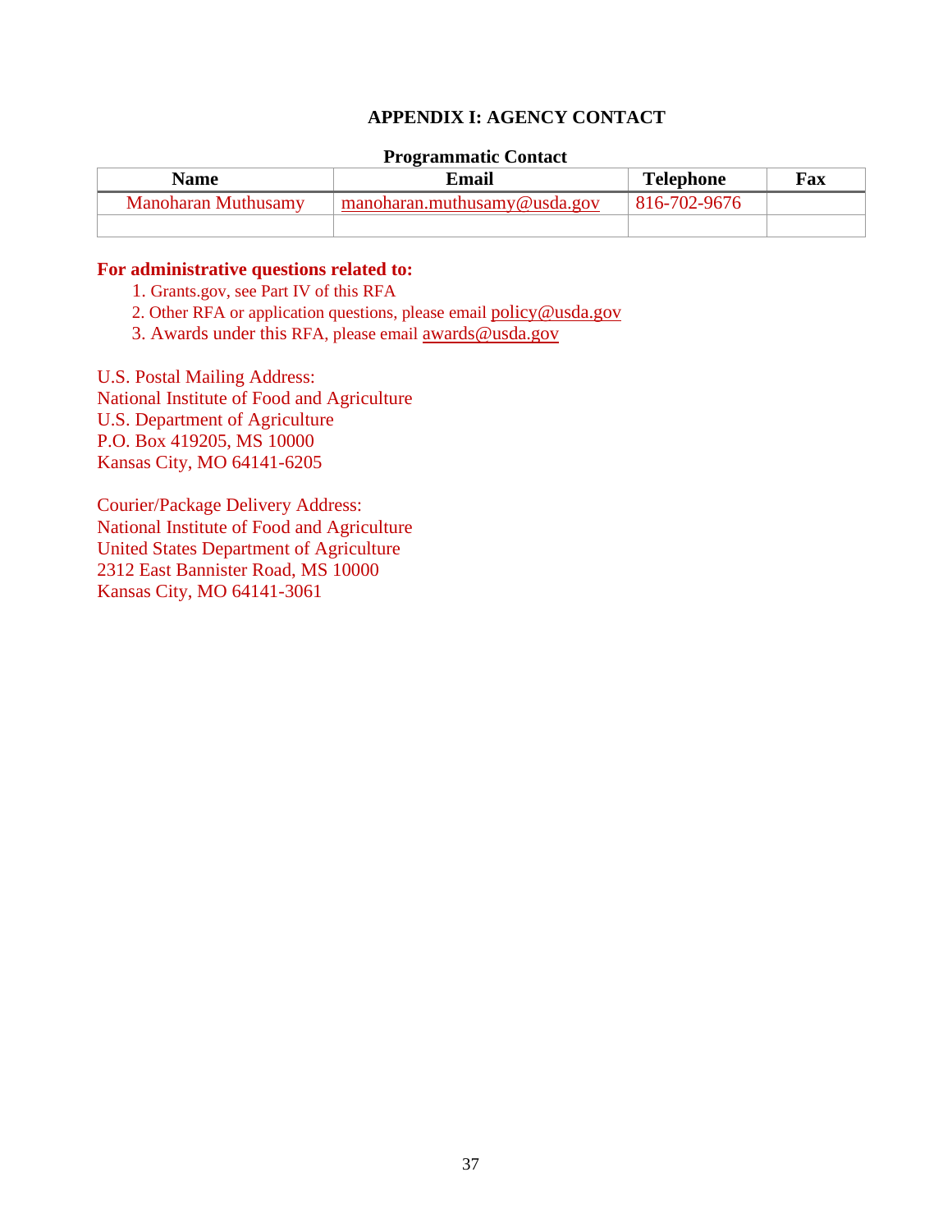## APPENDIX I: AGENCY CONTACT

**Programmatic Contact**

| Name | Email | Telephone | Fax |
|---|---|---|---|
| Manoharan Muthusamy | manoharan.muthusamy@usda.gov | 816-702-9676 | |
| | | | |

**For administrative questions related to:**

1. Grants.gov, see Part IV of this RFA
2. Other RFA or application questions, please email policy@usda.gov
3. Awards under this RFA, please email awards@usda.gov

U.S. Postal Mailing Address:
National Institute of Food and Agriculture
U.S. Department of Agriculture
P.O. Box 419205, MS 10000
Kansas City, MO 64141-6205

Courier/Package Delivery Address:
National Institute of Food and Agriculture
United States Department of Agriculture
2312 East Bannister Road, MS 10000
Kansas City, MO 64141-3061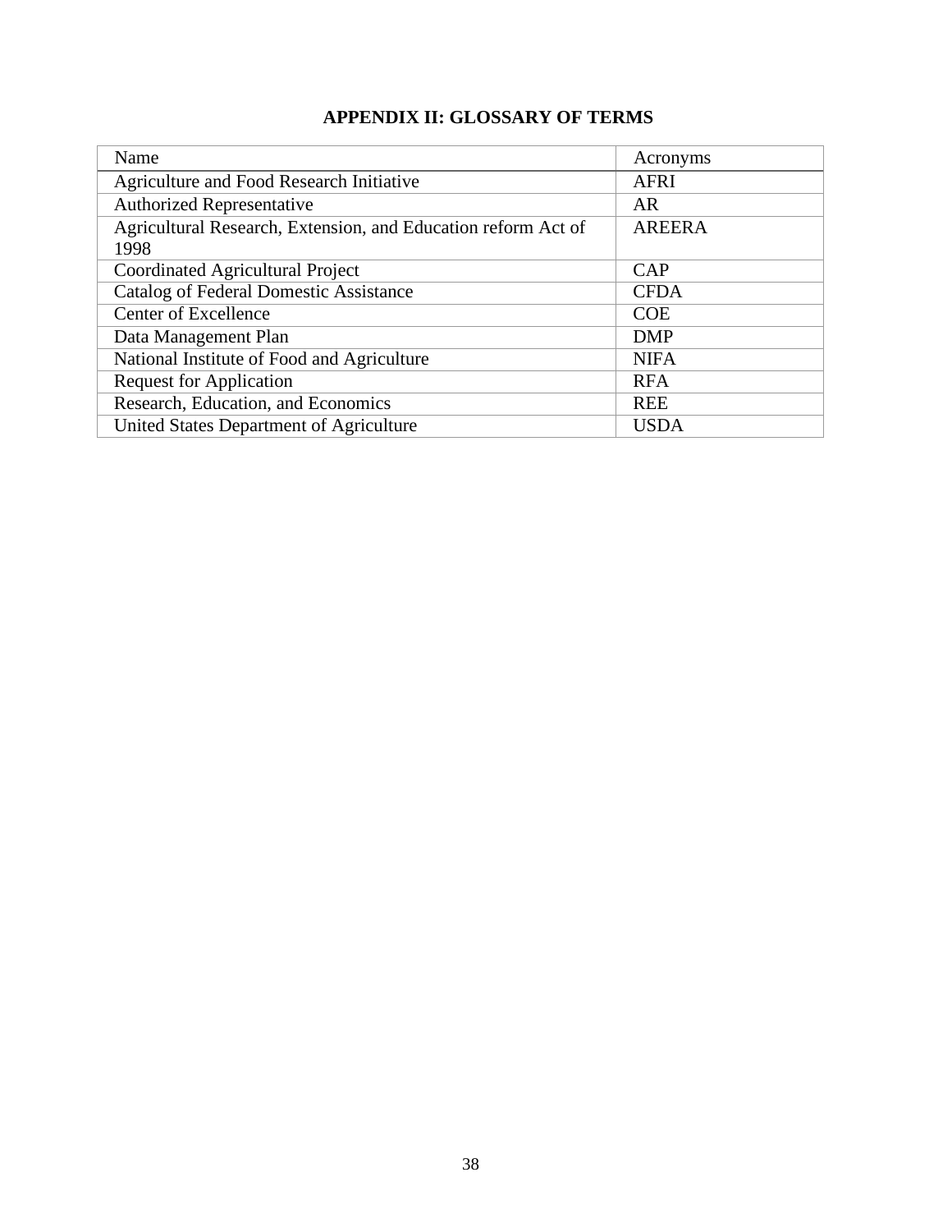# APPENDIX II: GLOSSARY OF TERMS

| Name | Acronyms |
|---|---|
| Agriculture and Food Research Initiative | AFRI |
| Authorized Representative | AR |
| Agricultural Research, Extension, and Education reform Act of 1998 | AREERA |
| Coordinated Agricultural Project | CAP |
| Catalog of Federal Domestic Assistance | CFDA |
| Center of Excellence | COE |
| Data Management Plan | DMP |
| National Institute of Food and Agriculture | NIFA |
| Request for Application | RFA |
| Research, Education, and Economics | REE |
| United States Department of Agriculture | USDA |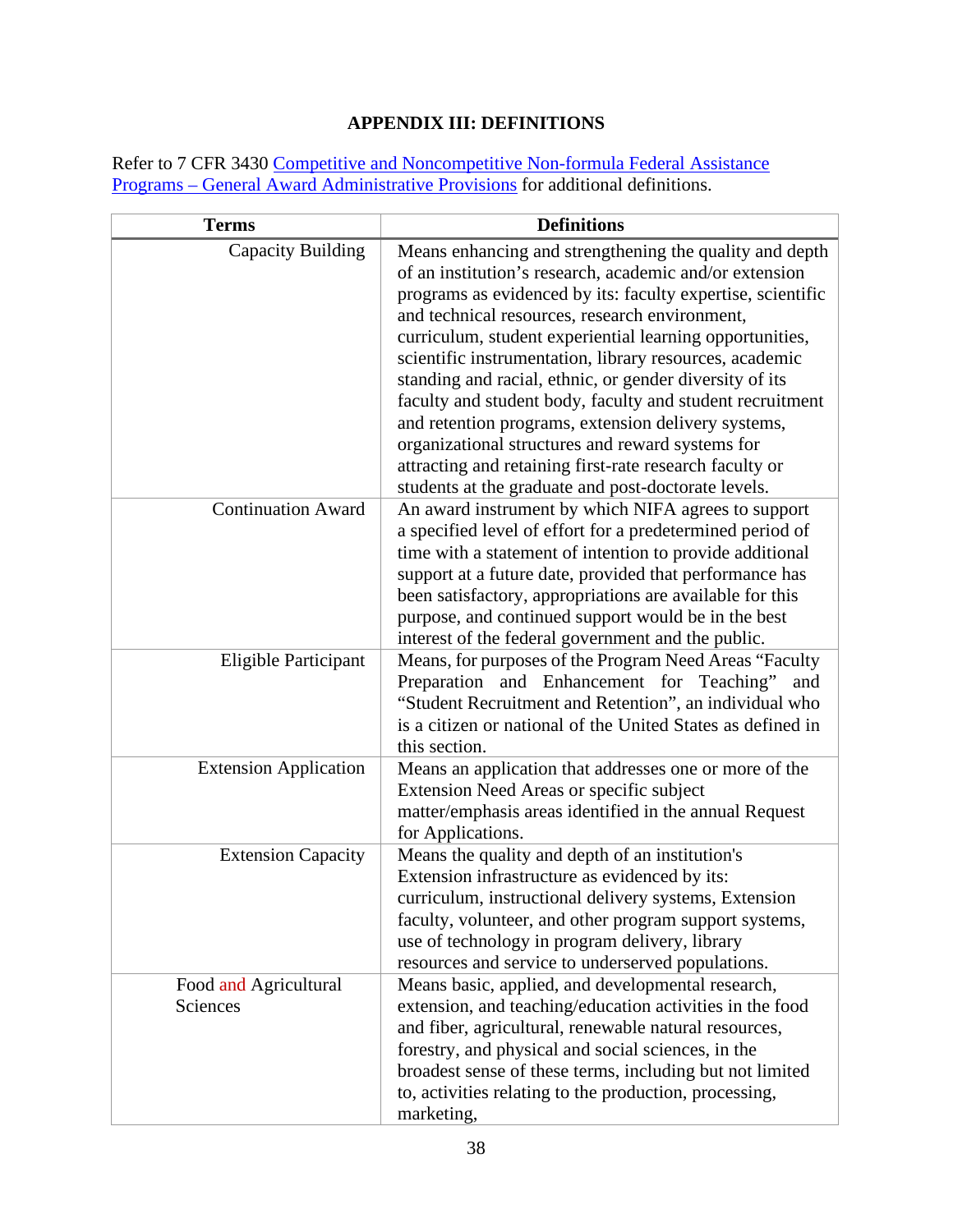# APPENDIX III: DEFINITIONS

Refer to 7 CFR 3430 Competitive and Noncompetitive Non-formula Federal Assistance Programs – General Award Administrative Provisions for additional definitions.

| Terms | Definitions |
|---|---|
| Capacity Building | Means enhancing and strengthening the quality and depth of an institution's research, academic and/or extension programs as evidenced by its: faculty expertise, scientific and technical resources, research environment, curriculum, student experiential learning opportunities, scientific instrumentation, library resources, academic standing and racial, ethnic, or gender diversity of its faculty and student body, faculty and student recruitment and retention programs, extension delivery systems, organizational structures and reward systems for attracting and retaining first-rate research faculty or students at the graduate and post-doctorate levels. |
| Continuation Award | An award instrument by which NIFA agrees to support a specified level of effort for a predetermined period of time with a statement of intention to provide additional support at a future date, provided that performance has been satisfactory, appropriations are available for this purpose, and continued support would be in the best interest of the federal government and the public. |
| Eligible Participant | Means, for purposes of the Program Need Areas "Faculty Preparation and Enhancement for Teaching" and "Student Recruitment and Retention", an individual who is a citizen or national of the United States as defined in this section. |
| Extension Application | Means an application that addresses one or more of the Extension Need Areas or specific subject matter/emphasis areas identified in the annual Request for Applications. |
| Extension Capacity | Means the quality and depth of an institution's Extension infrastructure as evidenced by its: curriculum, instructional delivery systems, Extension faculty, volunteer, and other program support systems, use of technology in program delivery, library resources and service to underserved populations. |
| Food and Agricultural Sciences | Means basic, applied, and developmental research, extension, and teaching/education activities in the food and fiber, agricultural, renewable natural resources, forestry, and physical and social sciences, in the broadest sense of these terms, including but not limited to, activities relating to the production, processing, marketing, |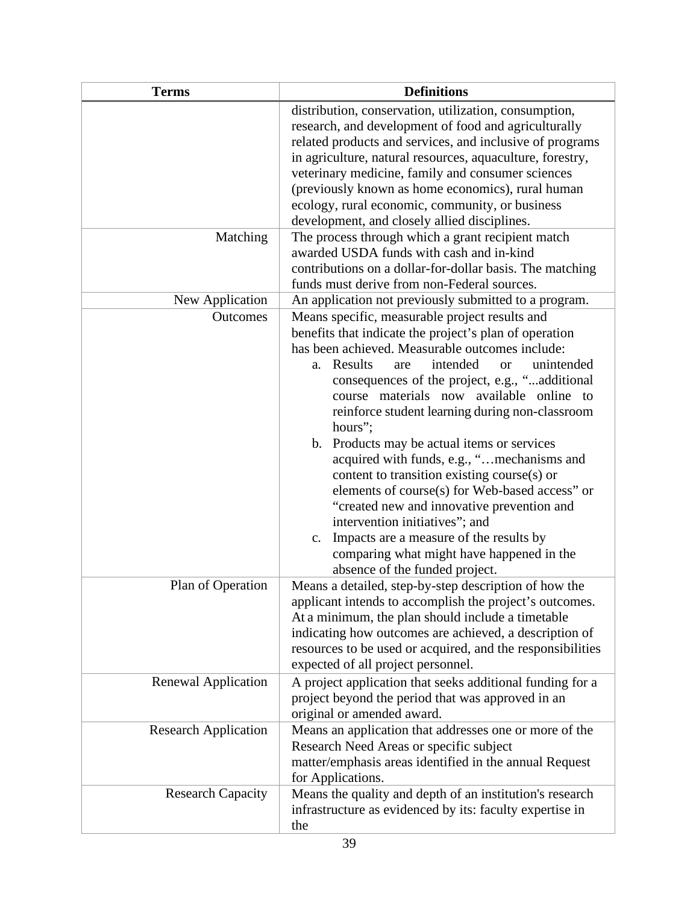| Terms | Definitions |
|---|---|
| | distribution, conservation, utilization, consumption, research, and development of food and agriculturally related products and services, and inclusive of programs in agriculture, natural resources, aquaculture, forestry, veterinary medicine, family and consumer sciences (previously known as home economics), rural human ecology, rural economic, community, or business development, and closely allied disciplines. |
| Matching | The process through which a grant recipient match awarded USDA funds with cash and in-kind contributions on a dollar-for-dollar basis. The matching funds must derive from non-Federal sources. |
| New Application | An application not previously submitted to a program. |
| Outcomes | Means specific, measurable project results and benefits that indicate the project's plan of operation has been achieved. Measurable outcomes include: <br>a. Results are intended or unintended consequences of the project, e.g., "...additional course materials now available online to reinforce student learning during non-classroom hours"; <br>b. Products may be actual items or services acquired with funds, e.g., "…mechanisms and content to transition existing course(s) or elements of course(s) for Web-based access" or "created new and innovative prevention and intervention initiatives"; and <br>c. Impacts are a measure of the results by comparing what might have happened in the absence of the funded project. |
| Plan of Operation | Means a detailed, step-by-step description of how the applicant intends to accomplish the project's outcomes. At a minimum, the plan should include a timetable indicating how outcomes are achieved, a description of resources to be used or acquired, and the responsibilities expected of all project personnel. |
| Renewal Application | A project application that seeks additional funding for a project beyond the period that was approved in an original or amended award. |
| Research Application | Means an application that addresses one or more of the Research Need Areas or specific subject matter/emphasis areas identified in the annual Request for Applications. |
| Research Capacity | Means the quality and depth of an institution's research infrastructure as evidenced by its: faculty expertise in the |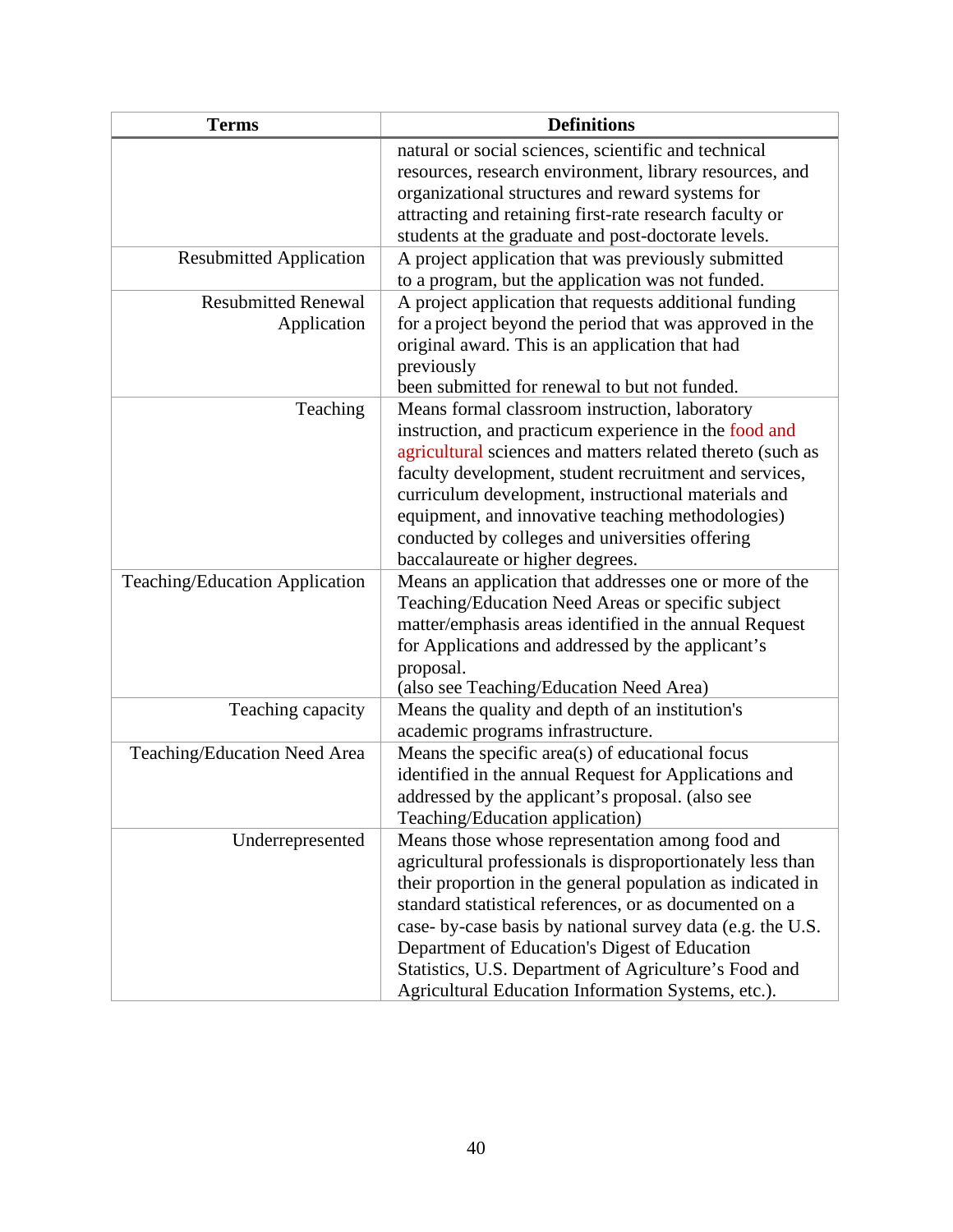| Terms | Definitions |
|---|---|
| | natural or social sciences, scientific and technical resources, research environment, library resources, and organizational structures and reward systems for attracting and retaining first-rate research faculty or students at the graduate and post-doctorate levels. |
| Resubmitted Application | A project application that was previously submitted to a program, but the application was not funded. |
| Resubmitted Renewal Application | A project application that requests additional funding for a project beyond the period that was approved in the original award. This is an application that had previously been submitted for renewal to but not funded. |
| Teaching | Means formal classroom instruction, laboratory instruction, and practicum experience in the food and agricultural sciences and matters related thereto (such as faculty development, student recruitment and services, curriculum development, instructional materials and equipment, and innovative teaching methodologies) conducted by colleges and universities offering baccalaureate or higher degrees. |
| Teaching/Education Application | Means an application that addresses one or more of the Teaching/Education Need Areas or specific subject matter/emphasis areas identified in the annual Request for Applications and addressed by the applicant's proposal. (also see Teaching/Education Need Area) |
| Teaching capacity | Means the quality and depth of an institution's academic programs infrastructure. |
| Teaching/Education Need Area | Means the specific area(s) of educational focus identified in the annual Request for Applications and addressed by the applicant's proposal. (also see Teaching/Education application) |
| Underrepresented | Means those whose representation among food and agricultural professionals is disproportionately less than their proportion in the general population as indicated in standard statistical references, or as documented on a case- by-case basis by national survey data (e.g. the U.S. Department of Education's Digest of Education Statistics, U.S. Department of Agriculture's Food and Agricultural Education Information Systems, etc.). |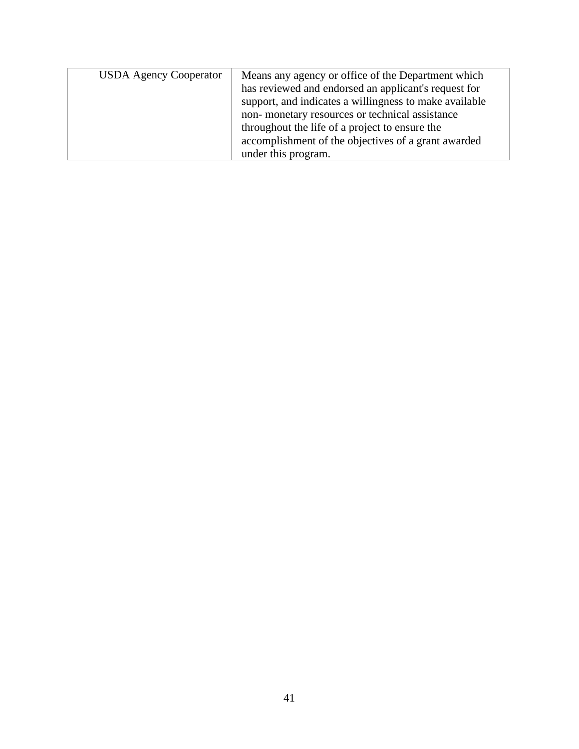| | |
|---|---|
| USDA Agency Cooperator | Means any agency or office of the Department which has reviewed and endorsed an applicant's request for support, and indicates a willingness to make available non- monetary resources or technical assistance throughout the life of a project to ensure the accomplishment of the objectives of a grant awarded under this program. |